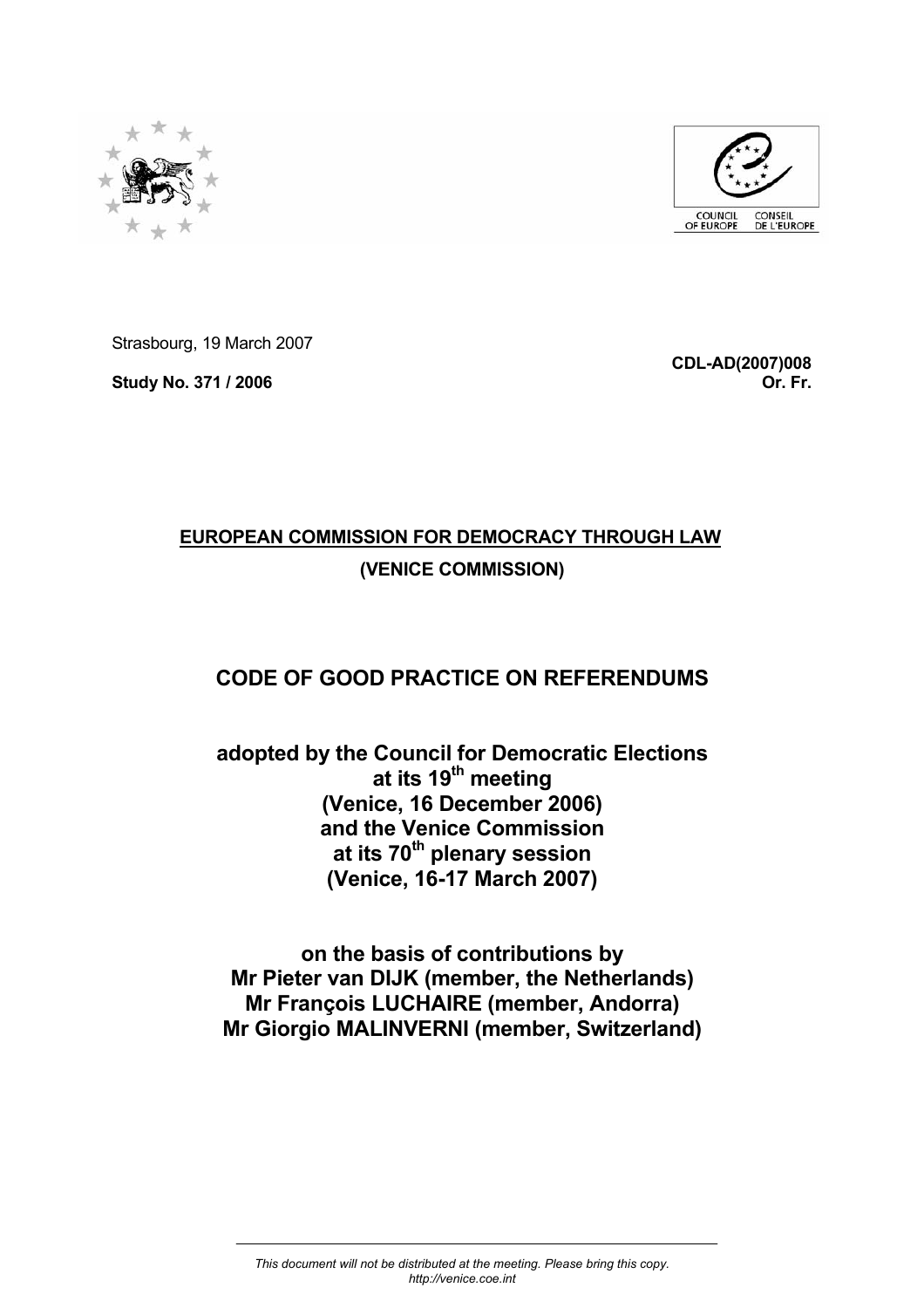Strasbourg, 19 March 2007

**Study No. 371 / 2006**

**CDL-AD(2007)008**
**Or. Fr.**

**EUROPEAN COMMISSION FOR DEMOCRACY THROUGH LAW**

**(VENICE COMMISSION)**

# CODE OF GOOD PRACTICE ON REFERENDUMS

**adopted by the Council for Democratic Elections at its 19th meeting (Venice, 16 December 2006) and the Venice Commission at its 70th plenary session (Venice, 16-17 March 2007)**

**on the basis of contributions by**
**Mr Pieter van DIJK (member, the Netherlands)**
**Mr François LUCHAIRE (member, Andorra)**
**Mr Giorgio MALINVERNI (member, Switzerland)**

*This document will not be distributed at the meeting. Please bring this copy.*
*http://venice.coe.int*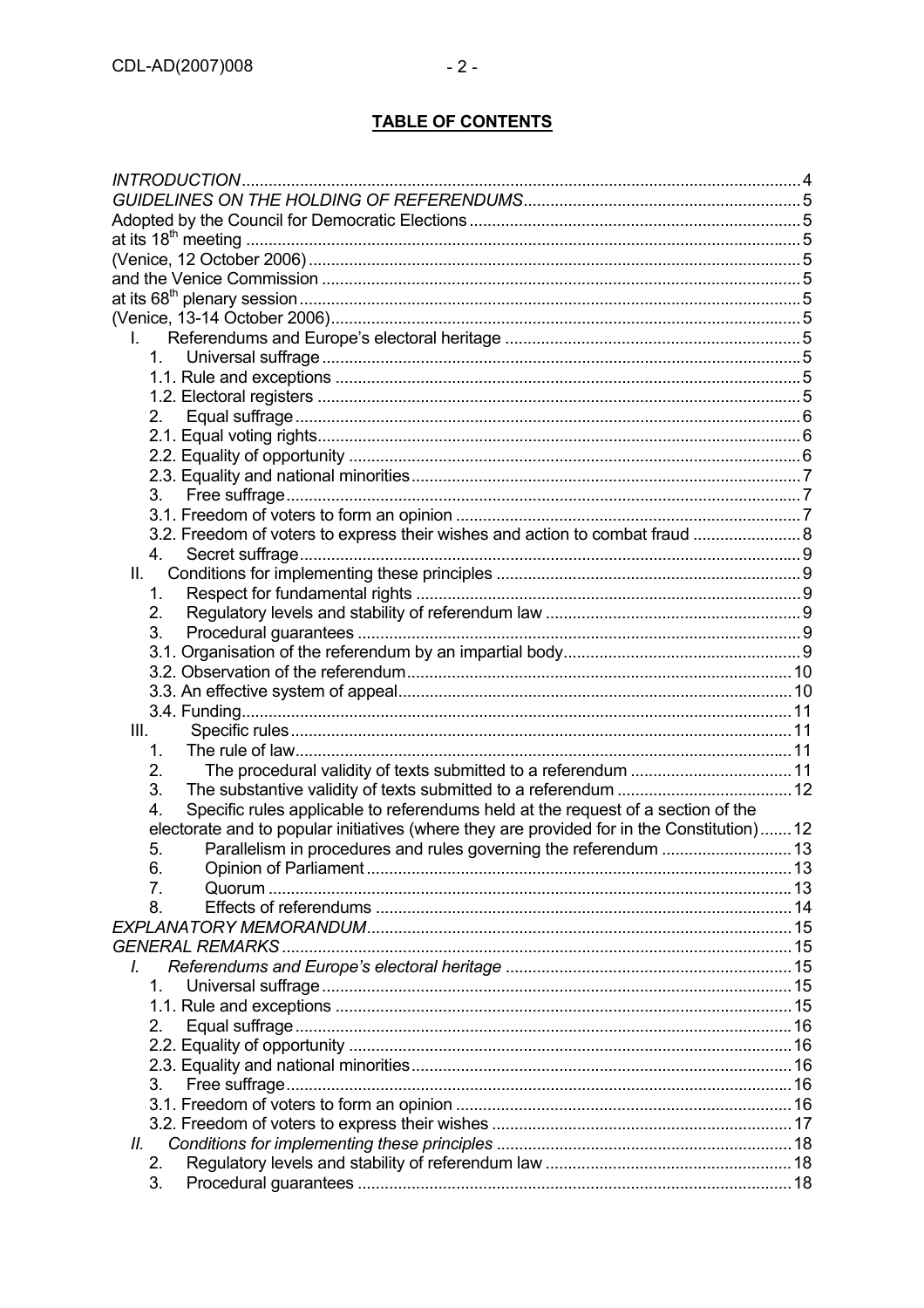## TABLE OF CONTENTS

*INTRODUCTION* ... 4
*GUIDELINES ON THE HOLDING OF REFERENDUMS* ... 5
Adopted by the Council for Democratic Elections ... 5
at its 18th meeting ... 5
(Venice, 12 October 2006) ... 5
and the Venice Commission ... 5
at its 68th plenary session ... 5
(Venice, 13-14 October 2006) ... 5

- I. Referendums and Europe's electoral heritage ... 5
  - 1. Universal suffrage ... 5
    - 1.1. Rule and exceptions ... 5
    - 1.2. Electoral registers ... 5
  - 2. Equal suffrage ... 6
    - 2.1. Equal voting rights ... 6
    - 2.2. Equality of opportunity ... 6
    - 2.3. Equality and national minorities ... 7
  - 3. Free suffrage ... 7
    - 3.1. Freedom of voters to form an opinion ... 7
    - 3.2. Freedom of voters to express their wishes and action to combat fraud ... 8
  - 4. Secret suffrage ... 9
- II. Conditions for implementing these principles ... 9
  - 1. Respect for fundamental rights ... 9
  - 2. Regulatory levels and stability of referendum law ... 9
  - 3. Procedural guarantees ... 9
    - 3.1. Organisation of the referendum by an impartial body ... 9
    - 3.2. Observation of the referendum ... 10
    - 3.3. An effective system of appeal ... 10
    - 3.4. Funding ... 11
- III. Specific rules ... 11
  - 1. The rule of law ... 11
  - 2. The procedural validity of texts submitted to a referendum ... 11
  - 3. The substantive validity of texts submitted to a referendum ... 12
  - 4. Specific rules applicable to referendums held at the request of a section of the electorate and to popular initiatives (where they are provided for in the Constitution) ... 12
  - 5. Parallelism in procedures and rules governing the referendum ... 13
  - 6. Opinion of Parliament ... 13
  - 7. Quorum ... 13
  - 8. Effects of referendums ... 14

*EXPLANATORY MEMORANDUM* ... 15
*GENERAL REMARKS* ... 15

- *I. Referendums and Europe's electoral heritage* ... 15
  - 1. Universal suffrage ... 15
    - 1.1. Rule and exceptions ... 15
  - 2. Equal suffrage ... 16
    - 2.2. Equality of opportunity ... 16
    - 2.3. Equality and national minorities ... 16
  - 3. Free suffrage ... 16
    - 3.1. Freedom of voters to form an opinion ... 16
    - 3.2. Freedom of voters to express their wishes ... 17
- *II. Conditions for implementing these principles* ... 18
  - 2. Regulatory levels and stability of referendum law ... 18
  - 3. Procedural guarantees ... 18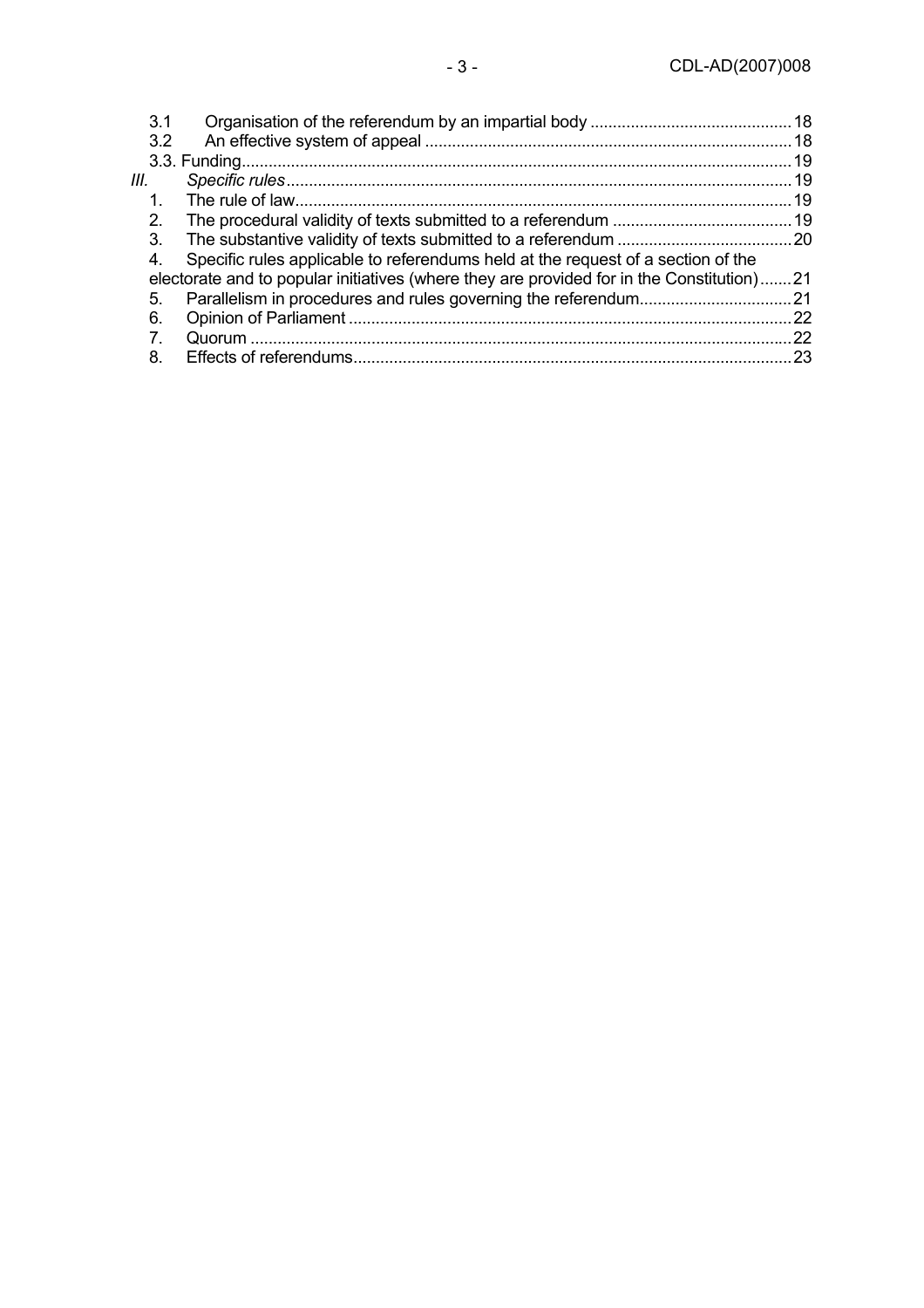3.1 Organisation of the referendum by an impartial body .......... 18
3.2 An effective system of appeal .......... 18
3.3. Funding .......... 19

*III. Specific rules* .......... 19

1. The rule of law .......... 19
2. The procedural validity of texts submitted to a referendum .......... 19
3. The substantive validity of texts submitted to a referendum .......... 20
4. Specific rules applicable to referendums held at the request of a section of the electorate and to popular initiatives (where they are provided for in the Constitution) .......... 21
5. Parallelism in procedures and rules governing the referendum .......... 21
6. Opinion of Parliament .......... 22
7. Quorum .......... 22
8. Effects of referendums .......... 23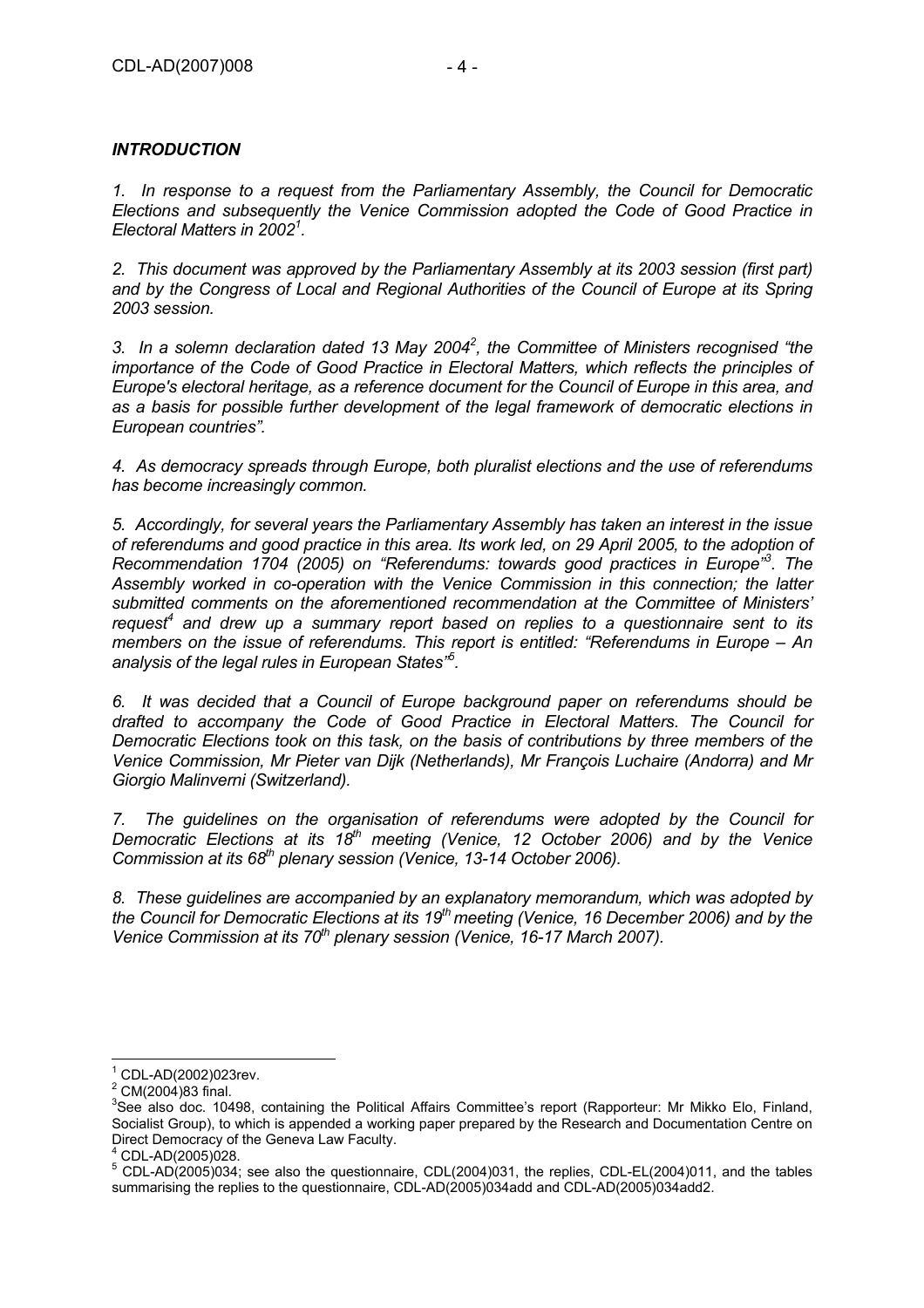### *INTRODUCTION*

*1. In response to a request from the Parliamentary Assembly, the Council for Democratic Elections and subsequently the Venice Commission adopted the Code of Good Practice in Electoral Matters in 2002*[1]*.*

*2. This document was approved by the Parliamentary Assembly at its 2003 session (first part) and by the Congress of Local and Regional Authorities of the Council of Europe at its Spring 2003 session.*

*3. In a solemn declaration dated 13 May 2004*[2]*, the Committee of Ministers recognised "the importance of the Code of Good Practice in Electoral Matters, which reflects the principles of Europe's electoral heritage, as a reference document for the Council of Europe in this area, and as a basis for possible further development of the legal framework of democratic elections in European countries".*

*4. As democracy spreads through Europe, both pluralist elections and the use of referendums has become increasingly common.*

*5. Accordingly, for several years the Parliamentary Assembly has taken an interest in the issue of referendums and good practice in this area. Its work led, on 29 April 2005, to the adoption of Recommendation 1704 (2005) on "Referendums: towards good practices in Europe"*[3]*. The Assembly worked in co-operation with the Venice Commission in this connection; the latter submitted comments on the aforementioned recommendation at the Committee of Ministers' request*[4] *and drew up a summary report based on replies to a questionnaire sent to its members on the issue of referendums. This report is entitled: "Referendums in Europe – An analysis of the legal rules in European States"*[5]*.*

*6. It was decided that a Council of Europe background paper on referendums should be drafted to accompany the Code of Good Practice in Electoral Matters. The Council for Democratic Elections took on this task, on the basis of contributions by three members of the Venice Commission, Mr Pieter van Dijk (Netherlands), Mr François Luchaire (Andorra) and Mr Giorgio Malinverni (Switzerland).*

*7. The guidelines on the organisation of referendums were adopted by the Council for Democratic Elections at its 18th meeting (Venice, 12 October 2006) and by the Venice Commission at its 68th plenary session (Venice, 13-14 October 2006).*

*8. These guidelines are accompanied by an explanatory memorandum, which was adopted by the Council for Democratic Elections at its 19th meeting (Venice, 16 December 2006) and by the Venice Commission at its 70th plenary session (Venice, 16-17 March 2007).*

---

[1] CDL-AD(2002)023rev.

[2] CM(2004)83 final.

[3] See also doc. 10498, containing the Political Affairs Committee's report (Rapporteur: Mr Mikko Elo, Finland, Socialist Group), to which is appended a working paper prepared by the Research and Documentation Centre on Direct Democracy of the Geneva Law Faculty.

[4] CDL-AD(2005)028.

[5] CDL-AD(2005)034; see also the questionnaire, CDL(2004)031, the replies, CDL-EL(2004)011, and the tables summarising the replies to the questionnaire, CDL-AD(2005)034add and CDL-AD(2005)034add2.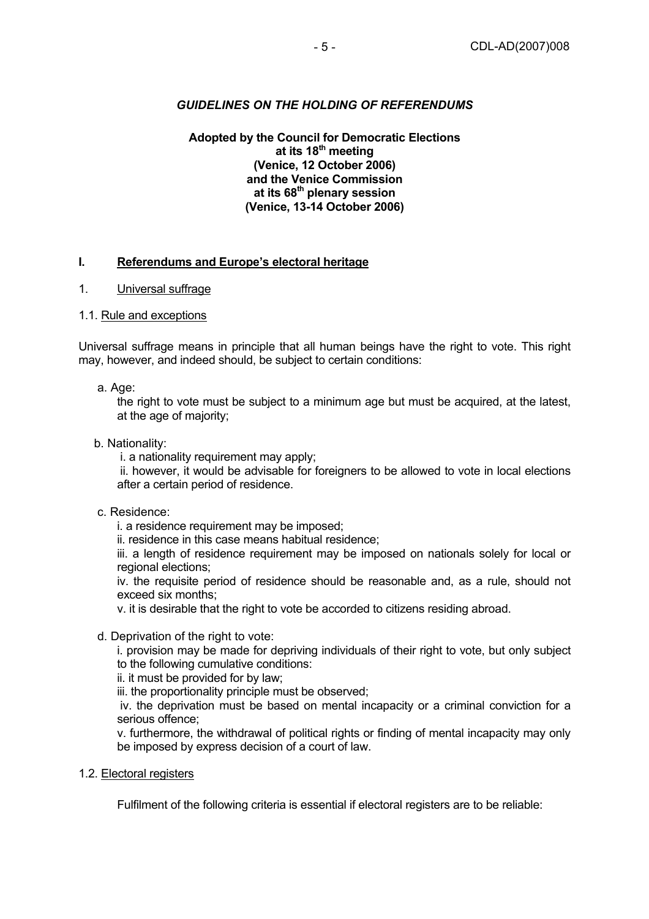## *GUIDELINES ON THE HOLDING OF REFERENDUMS*

**Adopted by the Council for Democratic Elections at its 18th meeting (Venice, 12 October 2006) and the Venice Commission at its 68th plenary session (Venice, 13-14 October 2006)**

## I. Referendums and Europe's electoral heritage

### 1. Universal suffrage

#### 1.1. Rule and exceptions

Universal suffrage means in principle that all human beings have the right to vote. This right may, however, and indeed should, be subject to certain conditions:

a. Age:

the right to vote must be subject to a minimum age but must be acquired, at the latest, at the age of majority;

b. Nationality:

i. a nationality requirement may apply;

ii. however, it would be advisable for foreigners to be allowed to vote in local elections after a certain period of residence.

c. Residence:

i. a residence requirement may be imposed;

ii. residence in this case means habitual residence;

iii. a length of residence requirement may be imposed on nationals solely for local or regional elections;

iv. the requisite period of residence should be reasonable and, as a rule, should not exceed six months;

v. it is desirable that the right to vote be accorded to citizens residing abroad.

d. Deprivation of the right to vote:

i. provision may be made for depriving individuals of their right to vote, but only subject to the following cumulative conditions:

ii. it must be provided for by law;

iii. the proportionality principle must be observed;

iv. the deprivation must be based on mental incapacity or a criminal conviction for a serious offence;

v. furthermore, the withdrawal of political rights or finding of mental incapacity may only be imposed by express decision of a court of law.

#### 1.2. Electoral registers

Fulfilment of the following criteria is essential if electoral registers are to be reliable: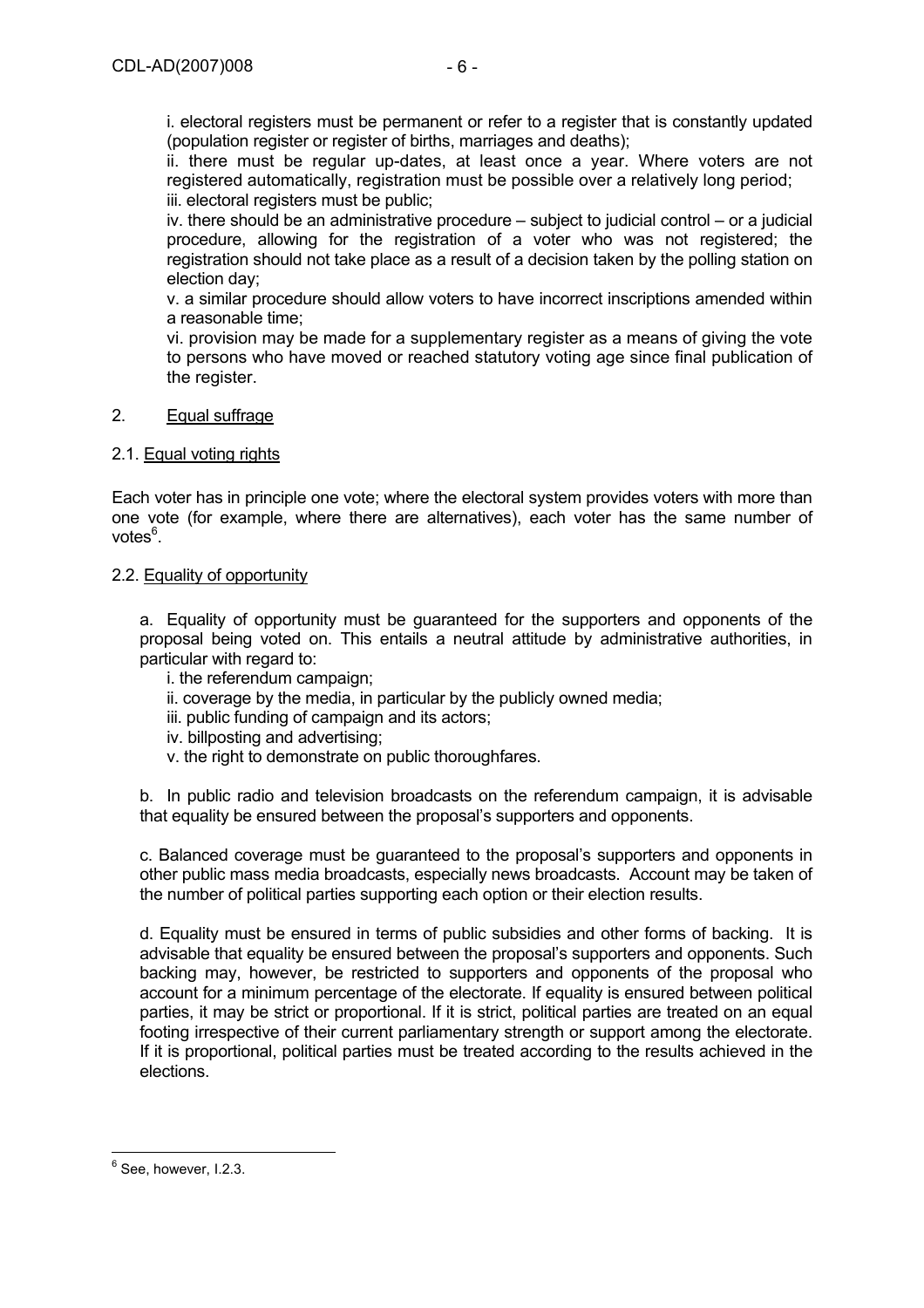i. electoral registers must be permanent or refer to a register that is constantly updated (population register or register of births, marriages and deaths);

ii. there must be regular up-dates, at least once a year. Where voters are not registered automatically, registration must be possible over a relatively long period;

iii. electoral registers must be public;

iv. there should be an administrative procedure – subject to judicial control – or a judicial procedure, allowing for the registration of a voter who was not registered; the registration should not take place as a result of a decision taken by the polling station on election day;

v. a similar procedure should allow voters to have incorrect inscriptions amended within a reasonable time;

vi. provision may be made for a supplementary register as a means of giving the vote to persons who have moved or reached statutory voting age since final publication of the register.

2. Equal suffrage

2.1. Equal voting rights

Each voter has in principle one vote; where the electoral system provides voters with more than one vote (for example, where there are alternatives), each voter has the same number of votes[6].

2.2. Equality of opportunity

a. Equality of opportunity must be guaranteed for the supporters and opponents of the proposal being voted on. This entails a neutral attitude by administrative authorities, in particular with regard to:

i. the referendum campaign;
ii. coverage by the media, in particular by the publicly owned media;
iii. public funding of campaign and its actors;
iv. billposting and advertising;
v. the right to demonstrate on public thoroughfares.

b. In public radio and television broadcasts on the referendum campaign, it is advisable that equality be ensured between the proposal's supporters and opponents.

c. Balanced coverage must be guaranteed to the proposal's supporters and opponents in other public mass media broadcasts, especially news broadcasts. Account may be taken of the number of political parties supporting each option or their election results.

d. Equality must be ensured in terms of public subsidies and other forms of backing. It is advisable that equality be ensured between the proposal's supporters and opponents. Such backing may, however, be restricted to supporters and opponents of the proposal who account for a minimum percentage of the electorate. If equality is ensured between political parties, it may be strict or proportional. If it is strict, political parties are treated on an equal footing irrespective of their current parliamentary strength or support among the electorate. If it is proportional, political parties must be treated according to the results achieved in the elections.

[6] See, however, I.2.3.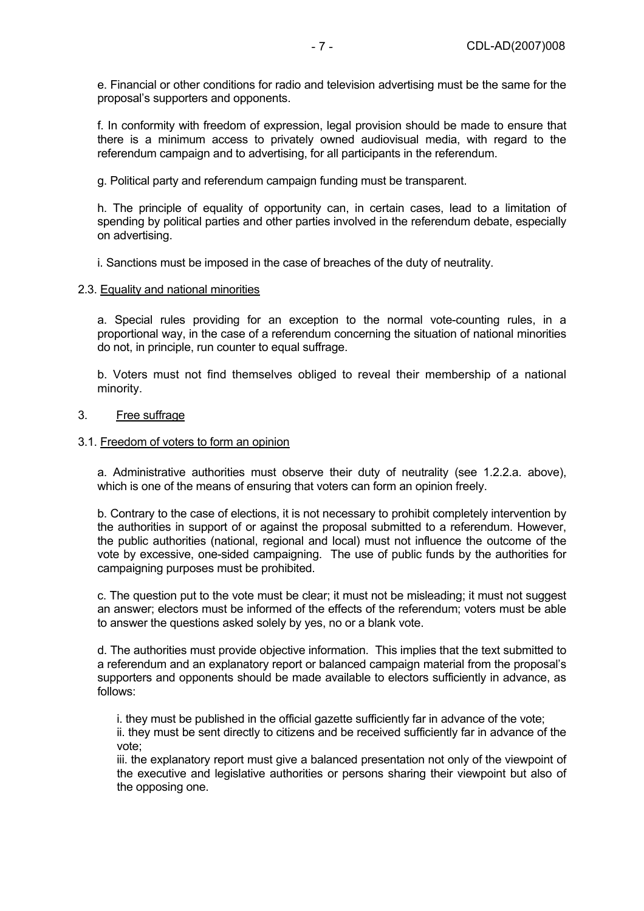e. Financial or other conditions for radio and television advertising must be the same for the proposal's supporters and opponents.

f. In conformity with freedom of expression, legal provision should be made to ensure that there is a minimum access to privately owned audiovisual media, with regard to the referendum campaign and to advertising, for all participants in the referendum.

g. Political party and referendum campaign funding must be transparent.

h. The principle of equality of opportunity can, in certain cases, lead to a limitation of spending by political parties and other parties involved in the referendum debate, especially on advertising.

i. Sanctions must be imposed in the case of breaches of the duty of neutrality.

### 2.3. Equality and national minorities

a. Special rules providing for an exception to the normal vote-counting rules, in a proportional way, in the case of a referendum concerning the situation of national minorities do not, in principle, run counter to equal suffrage.

b. Voters must not find themselves obliged to reveal their membership of a national minority.

## 3. Free suffrage

### 3.1. Freedom of voters to form an opinion

a. Administrative authorities must observe their duty of neutrality (see 1.2.2.a. above), which is one of the means of ensuring that voters can form an opinion freely.

b. Contrary to the case of elections, it is not necessary to prohibit completely intervention by the authorities in support of or against the proposal submitted to a referendum. However, the public authorities (national, regional and local) must not influence the outcome of the vote by excessive, one-sided campaigning. The use of public funds by the authorities for campaigning purposes must be prohibited.

c. The question put to the vote must be clear; it must not be misleading; it must not suggest an answer; electors must be informed of the effects of the referendum; voters must be able to answer the questions asked solely by yes, no or a blank vote.

d. The authorities must provide objective information. This implies that the text submitted to a referendum and an explanatory report or balanced campaign material from the proposal's supporters and opponents should be made available to electors sufficiently in advance, as follows:

i. they must be published in the official gazette sufficiently far in advance of the vote;
ii. they must be sent directly to citizens and be received sufficiently far in advance of the vote;
iii. the explanatory report must give a balanced presentation not only of the viewpoint of the executive and legislative authorities or persons sharing their viewpoint but also of the opposing one.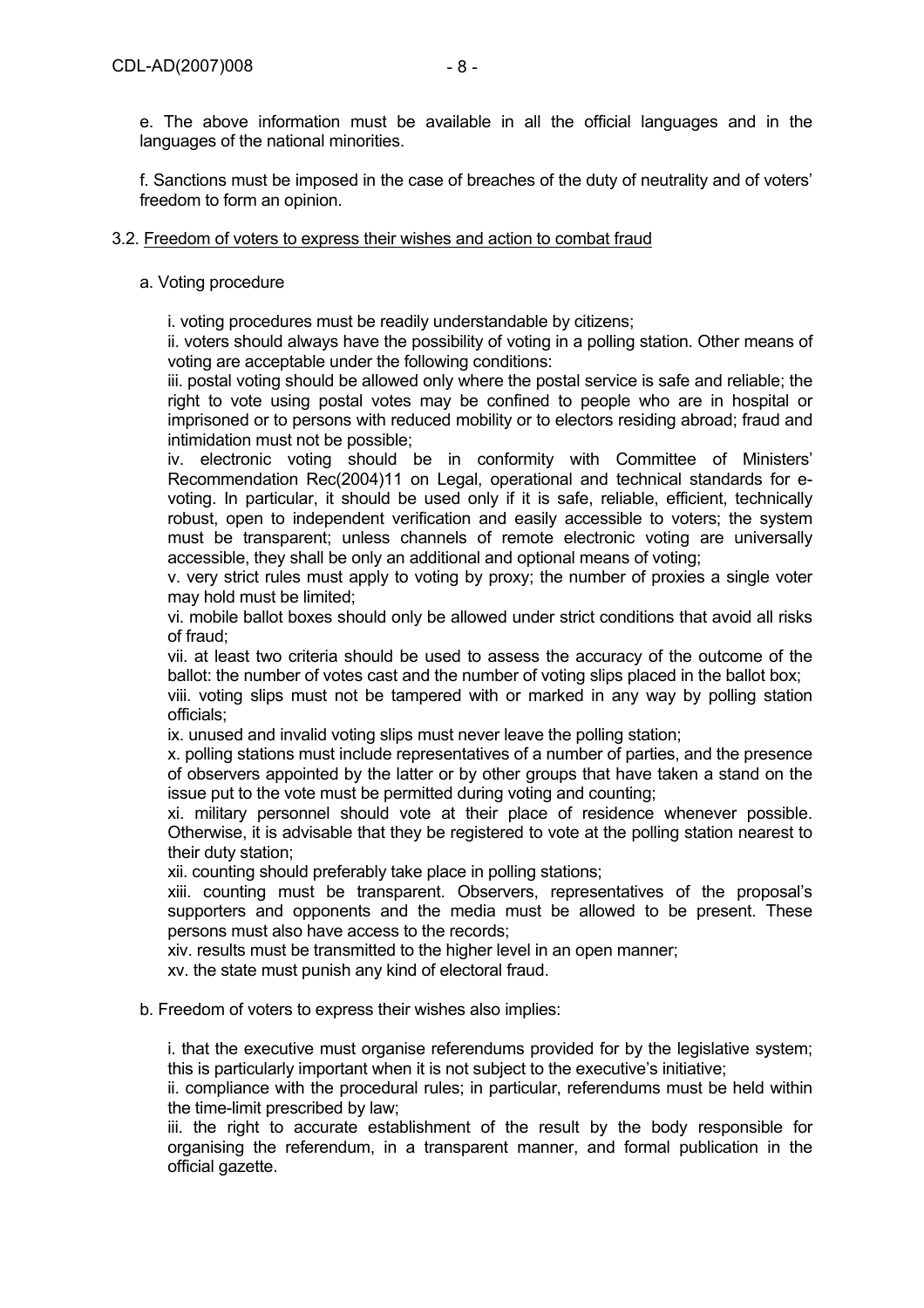e. The above information must be available in all the official languages and in the languages of the national minorities.

f. Sanctions must be imposed in the case of breaches of the duty of neutrality and of voters' freedom to form an opinion.

3.2. Freedom of voters to express their wishes and action to combat fraud

a. Voting procedure

i. voting procedures must be readily understandable by citizens;
ii. voters should always have the possibility of voting in a polling station. Other means of voting are acceptable under the following conditions:
iii. postal voting should be allowed only where the postal service is safe and reliable; the right to vote using postal votes may be confined to people who are in hospital or imprisoned or to persons with reduced mobility or to electors residing abroad; fraud and intimidation must not be possible;
iv. electronic voting should be in conformity with Committee of Ministers' Recommendation Rec(2004)11 on Legal, operational and technical standards for e-voting. In particular, it should be used only if it is safe, reliable, efficient, technically robust, open to independent verification and easily accessible to voters; the system must be transparent; unless channels of remote electronic voting are universally accessible, they shall be only an additional and optional means of voting;
v. very strict rules must apply to voting by proxy; the number of proxies a single voter may hold must be limited;
vi. mobile ballot boxes should only be allowed under strict conditions that avoid all risks of fraud;
vii. at least two criteria should be used to assess the accuracy of the outcome of the ballot: the number of votes cast and the number of voting slips placed in the ballot box;
viii. voting slips must not be tampered with or marked in any way by polling station officials;
ix. unused and invalid voting slips must never leave the polling station;
x. polling stations must include representatives of a number of parties, and the presence of observers appointed by the latter or by other groups that have taken a stand on the issue put to the vote must be permitted during voting and counting;
xi. military personnel should vote at their place of residence whenever possible. Otherwise, it is advisable that they be registered to vote at the polling station nearest to their duty station;
xii. counting should preferably take place in polling stations;
xiii. counting must be transparent. Observers, representatives of the proposal's supporters and opponents and the media must be allowed to be present. These persons must also have access to the records;
xiv. results must be transmitted to the higher level in an open manner;
xv. the state must punish any kind of electoral fraud.

b. Freedom of voters to express their wishes also implies:

i. that the executive must organise referendums provided for by the legislative system; this is particularly important when it is not subject to the executive's initiative;
ii. compliance with the procedural rules; in particular, referendums must be held within the time-limit prescribed by law;
iii. the right to accurate establishment of the result by the body responsible for organising the referendum, in a transparent manner, and formal publication in the official gazette.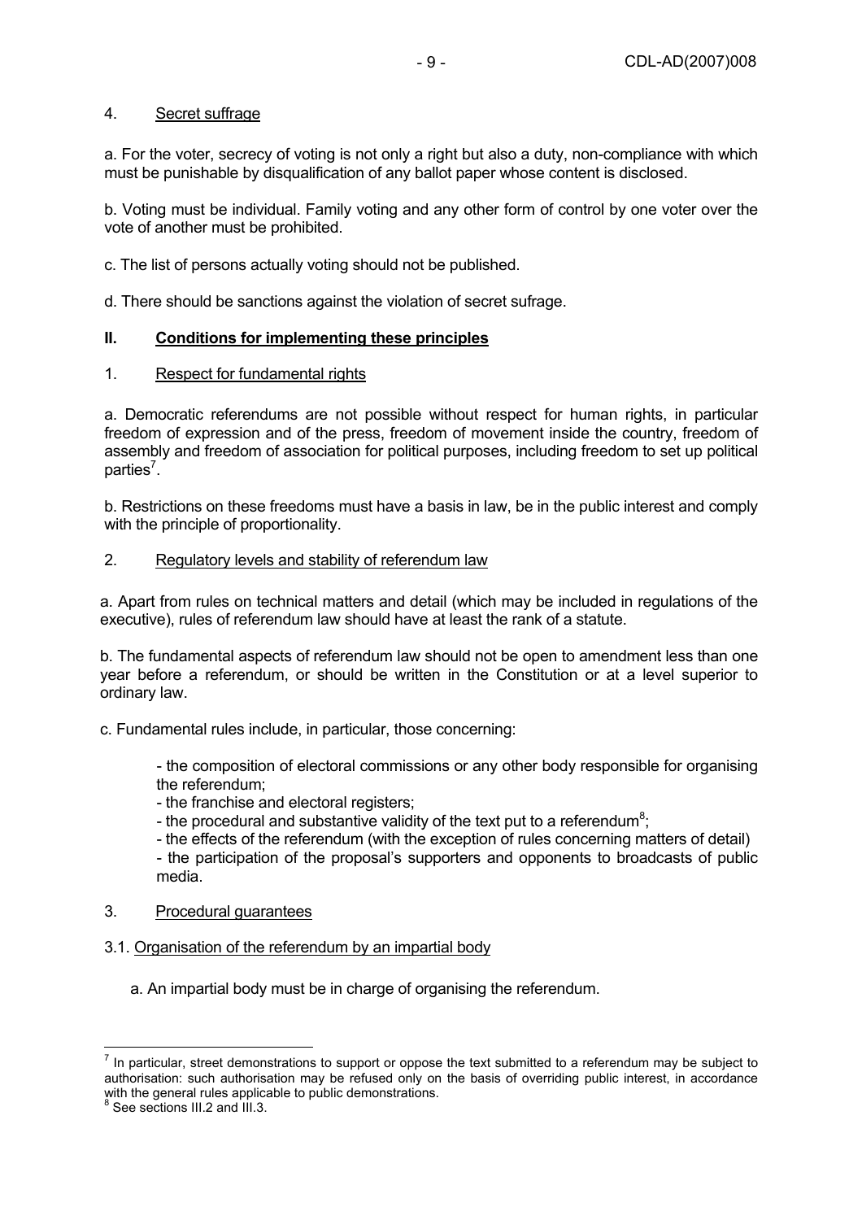### 4. Secret suffrage

a. For the voter, secrecy of voting is not only a right but also a duty, non-compliance with which must be punishable by disqualification of any ballot paper whose content is disclosed.

b. Voting must be individual. Family voting and any other form of control by one voter over the vote of another must be prohibited.

c. The list of persons actually voting should not be published.

d. There should be sanctions against the violation of secret sufrage.

## II. Conditions for implementing these principles

### 1. Respect for fundamental rights

a. Democratic referendums are not possible without respect for human rights, in particular freedom of expression and of the press, freedom of movement inside the country, freedom of assembly and freedom of association for political purposes, including freedom to set up political parties[7].

b. Restrictions on these freedoms must have a basis in law, be in the public interest and comply with the principle of proportionality.

### 2. Regulatory levels and stability of referendum law

a. Apart from rules on technical matters and detail (which may be included in regulations of the executive), rules of referendum law should have at least the rank of a statute.

b. The fundamental aspects of referendum law should not be open to amendment less than one year before a referendum, or should be written in the Constitution or at a level superior to ordinary law.

c. Fundamental rules include, in particular, those concerning:

- the composition of electoral commissions or any other body responsible for organising the referendum;
- the franchise and electoral registers;
- the procedural and substantive validity of the text put to a referendum[8];
- the effects of the referendum (with the exception of rules concerning matters of detail)
- the participation of the proposal's supporters and opponents to broadcasts of public media.

### 3. Procedural guarantees

#### 3.1. Organisation of the referendum by an impartial body

a. An impartial body must be in charge of organising the referendum.

---

[7] In particular, street demonstrations to support or oppose the text submitted to a referendum may be subject to authorisation: such authorisation may be refused only on the basis of overriding public interest, in accordance with the general rules applicable to public demonstrations.

[8] See sections III.2 and III.3.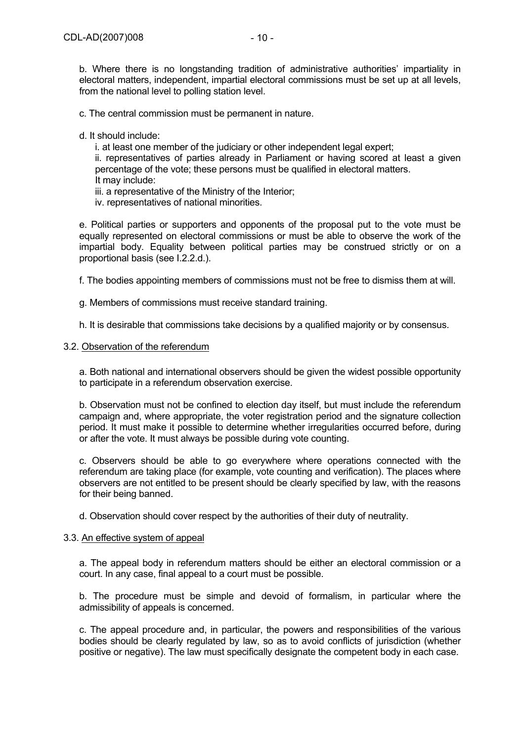b. Where there is no longstanding tradition of administrative authorities' impartiality in electoral matters, independent, impartial electoral commissions must be set up at all levels, from the national level to polling station level.

c. The central commission must be permanent in nature.

d. It should include:

i. at least one member of the judiciary or other independent legal expert;
ii. representatives of parties already in Parliament or having scored at least a given percentage of the vote; these persons must be qualified in electoral matters.
It may include:
iii. a representative of the Ministry of the Interior;
iv. representatives of national minorities.

e. Political parties or supporters and opponents of the proposal put to the vote must be equally represented on electoral commissions or must be able to observe the work of the impartial body. Equality between political parties may be construed strictly or on a proportional basis (see I.2.2.d.).

f. The bodies appointing members of commissions must not be free to dismiss them at will.

g. Members of commissions must receive standard training.

h. It is desirable that commissions take decisions by a qualified majority or by consensus.

3.2. <u>Observation of the referendum</u>

a. Both national and international observers should be given the widest possible opportunity to participate in a referendum observation exercise.

b. Observation must not be confined to election day itself, but must include the referendum campaign and, where appropriate, the voter registration period and the signature collection period. It must make it possible to determine whether irregularities occurred before, during or after the vote. It must always be possible during vote counting.

c. Observers should be able to go everywhere where operations connected with the referendum are taking place (for example, vote counting and verification). The places where observers are not entitled to be present should be clearly specified by law, with the reasons for their being banned.

d. Observation should cover respect by the authorities of their duty of neutrality.

3.3. <u>An effective system of appeal</u>

a. The appeal body in referendum matters should be either an electoral commission or a court. In any case, final appeal to a court must be possible.

b. The procedure must be simple and devoid of formalism, in particular where the admissibility of appeals is concerned.

c. The appeal procedure and, in particular, the powers and responsibilities of the various bodies should be clearly regulated by law, so as to avoid conflicts of jurisdiction (whether positive or negative). The law must specifically designate the competent body in each case.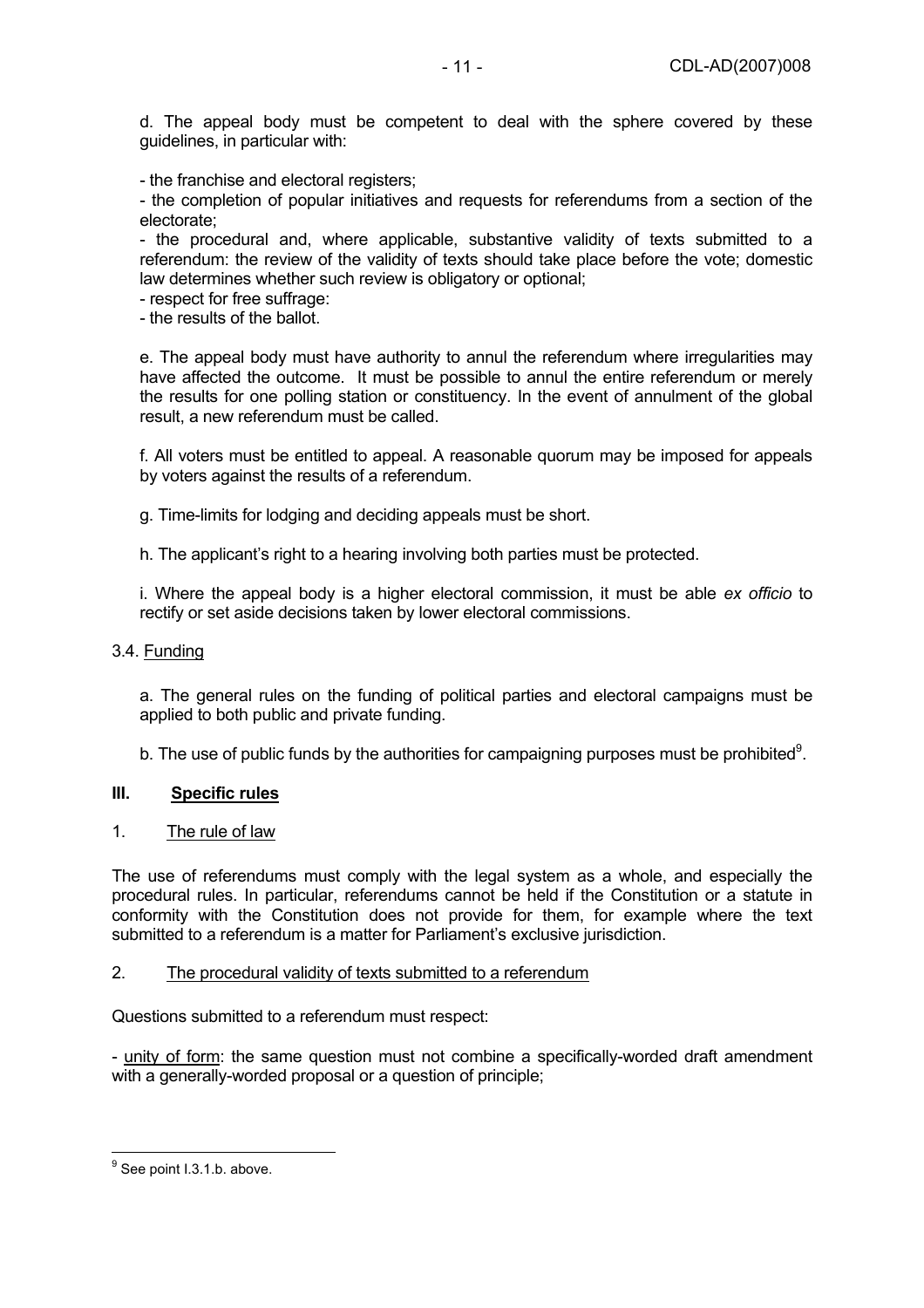d. The appeal body must be competent to deal with the sphere covered by these guidelines, in particular with:

- the franchise and electoral registers;
- the completion of popular initiatives and requests for referendums from a section of the electorate;
- the procedural and, where applicable, substantive validity of texts submitted to a referendum: the review of the validity of texts should take place before the vote; domestic law determines whether such review is obligatory or optional;
- respect for free suffrage:
- the results of the ballot.

e. The appeal body must have authority to annul the referendum where irregularities may have affected the outcome. It must be possible to annul the entire referendum or merely the results for one polling station or constituency. In the event of annulment of the global result, a new referendum must be called.

f. All voters must be entitled to appeal. A reasonable quorum may be imposed for appeals by voters against the results of a referendum.

g. Time-limits for lodging and deciding appeals must be short.

h. The applicant's right to a hearing involving both parties must be protected.

i. Where the appeal body is a higher electoral commission, it must be able *ex officio* to rectify or set aside decisions taken by lower electoral commissions.

3.4. Funding

a. The general rules on the funding of political parties and electoral campaigns must be applied to both public and private funding.

b. The use of public funds by the authorities for campaigning purposes must be prohibited[9].

## III. Specific rules

### 1. The rule of law

The use of referendums must comply with the legal system as a whole, and especially the procedural rules. In particular, referendums cannot be held if the Constitution or a statute in conformity with the Constitution does not provide for them, for example where the text submitted to a referendum is a matter for Parliament's exclusive jurisdiction.

### 2. The procedural validity of texts submitted to a referendum

Questions submitted to a referendum must respect:

- unity of form: the same question must not combine a specifically-worded draft amendment with a generally-worded proposal or a question of principle;

[9] See point I.3.1.b. above.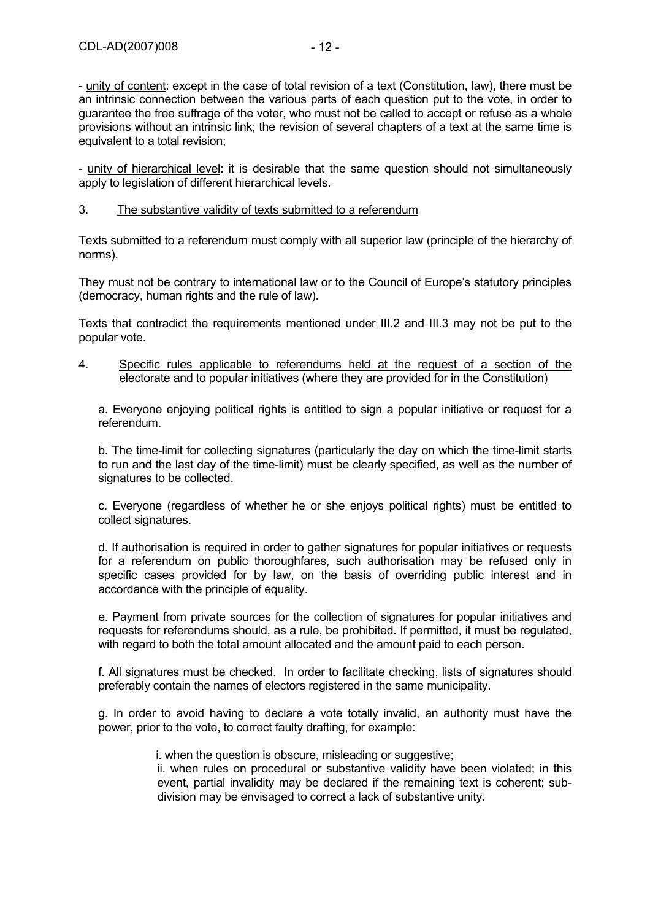- unity of content: except in the case of total revision of a text (Constitution, law), there must be an intrinsic connection between the various parts of each question put to the vote, in order to guarantee the free suffrage of the voter, who must not be called to accept or refuse as a whole provisions without an intrinsic link; the revision of several chapters of a text at the same time is equivalent to a total revision;

- unity of hierarchical level: it is desirable that the same question should not simultaneously apply to legislation of different hierarchical levels.

### 3. The substantive validity of texts submitted to a referendum

Texts submitted to a referendum must comply with all superior law (principle of the hierarchy of norms).

They must not be contrary to international law or to the Council of Europe's statutory principles (democracy, human rights and the rule of law).

Texts that contradict the requirements mentioned under III.2 and III.3 may not be put to the popular vote.

### 4. Specific rules applicable to referendums held at the request of a section of the electorate and to popular initiatives (where they are provided for in the Constitution)

a. Everyone enjoying political rights is entitled to sign a popular initiative or request for a referendum.

b. The time-limit for collecting signatures (particularly the day on which the time-limit starts to run and the last day of the time-limit) must be clearly specified, as well as the number of signatures to be collected.

c. Everyone (regardless of whether he or she enjoys political rights) must be entitled to collect signatures.

d. If authorisation is required in order to gather signatures for popular initiatives or requests for a referendum on public thoroughfares, such authorisation may be refused only in specific cases provided for by law, on the basis of overriding public interest and in accordance with the principle of equality.

e. Payment from private sources for the collection of signatures for popular initiatives and requests for referendums should, as a rule, be prohibited. If permitted, it must be regulated, with regard to both the total amount allocated and the amount paid to each person.

f. All signatures must be checked. In order to facilitate checking, lists of signatures should preferably contain the names of electors registered in the same municipality.

g. In order to avoid having to declare a vote totally invalid, an authority must have the power, prior to the vote, to correct faulty drafting, for example:

i. when the question is obscure, misleading or suggestive;
ii. when rules on procedural or substantive validity have been violated; in this event, partial invalidity may be declared if the remaining text is coherent; sub-division may be envisaged to correct a lack of substantive unity.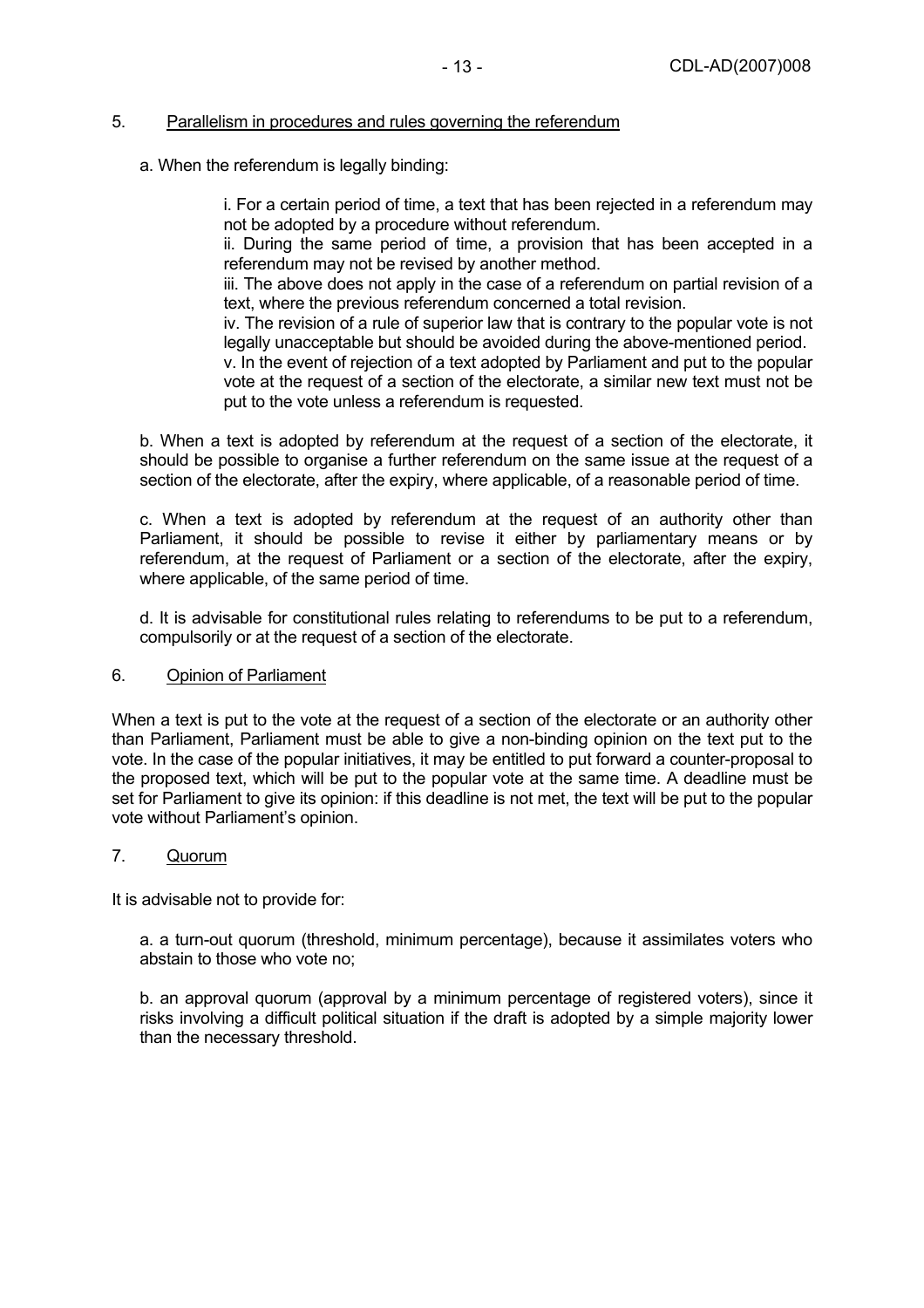5. Parallelism in procedures and rules governing the referendum

a. When the referendum is legally binding:

i. For a certain period of time, a text that has been rejected in a referendum may not be adopted by a procedure without referendum.
ii. During the same period of time, a provision that has been accepted in a referendum may not be revised by another method.
iii. The above does not apply in the case of a referendum on partial revision of a text, where the previous referendum concerned a total revision.
iv. The revision of a rule of superior law that is contrary to the popular vote is not legally unacceptable but should be avoided during the above-mentioned period.
v. In the event of rejection of a text adopted by Parliament and put to the popular vote at the request of a section of the electorate, a similar new text must not be put to the vote unless a referendum is requested.

b. When a text is adopted by referendum at the request of a section of the electorate, it should be possible to organise a further referendum on the same issue at the request of a section of the electorate, after the expiry, where applicable, of a reasonable period of time.

c. When a text is adopted by referendum at the request of an authority other than Parliament, it should be possible to revise it either by parliamentary means or by referendum, at the request of Parliament or a section of the electorate, after the expiry, where applicable, of the same period of time.

d. It is advisable for constitutional rules relating to referendums to be put to a referendum, compulsorily or at the request of a section of the electorate.

6. Opinion of Parliament

When a text is put to the vote at the request of a section of the electorate or an authority other than Parliament, Parliament must be able to give a non-binding opinion on the text put to the vote. In the case of the popular initiatives, it may be entitled to put forward a counter-proposal to the proposed text, which will be put to the popular vote at the same time. A deadline must be set for Parliament to give its opinion: if this deadline is not met, the text will be put to the popular vote without Parliament's opinion.

7. Quorum

It is advisable not to provide for:

a. a turn-out quorum (threshold, minimum percentage), because it assimilates voters who abstain to those who vote no;

b. an approval quorum (approval by a minimum percentage of registered voters), since it risks involving a difficult political situation if the draft is adopted by a simple majority lower than the necessary threshold.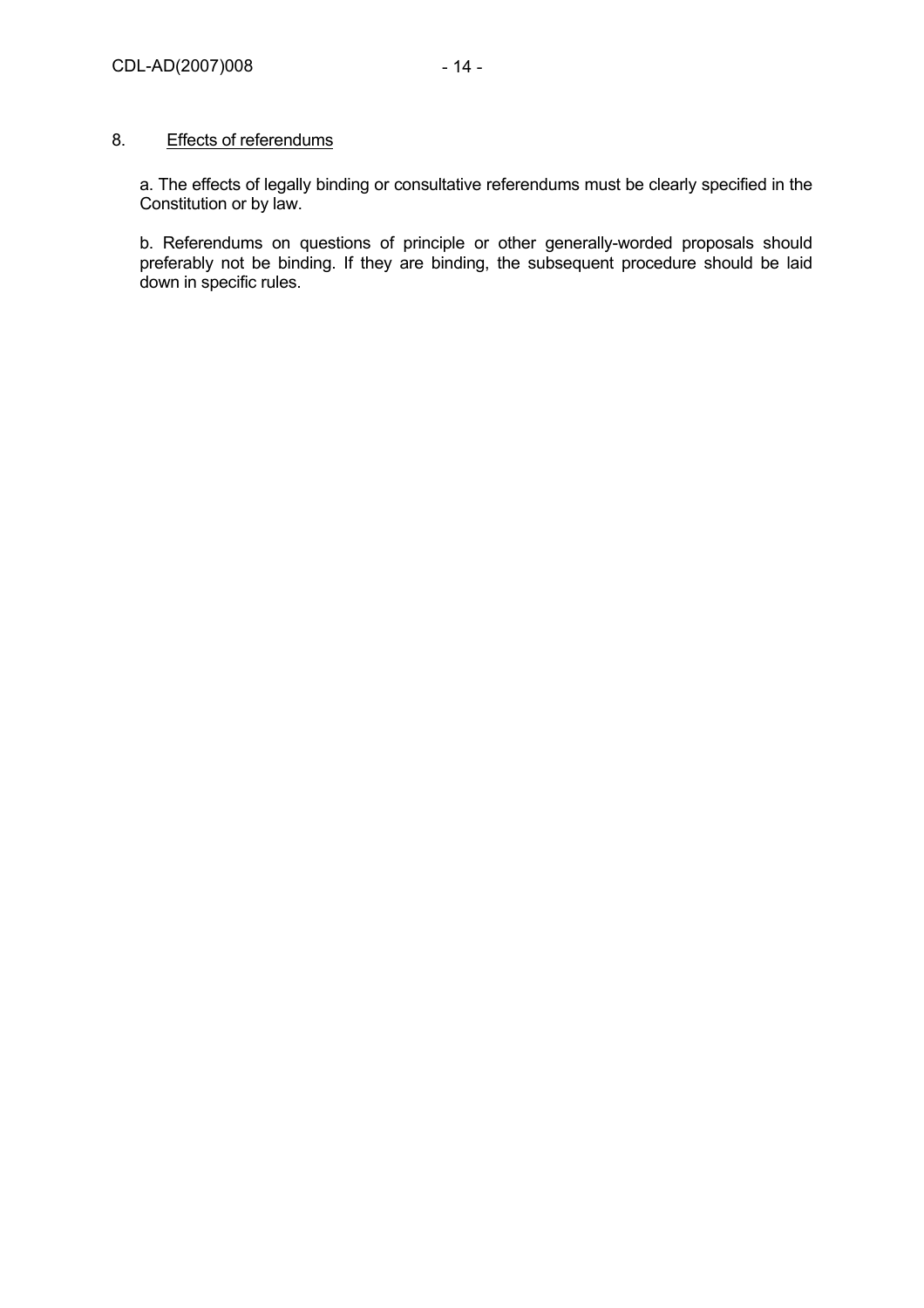## 8. <u>Effects of referendums</u>

a. The effects of legally binding or consultative referendums must be clearly specified in the Constitution or by law.

b. Referendums on questions of principle or other generally-worded proposals should preferably not be binding. If they are binding, the subsequent procedure should be laid down in specific rules.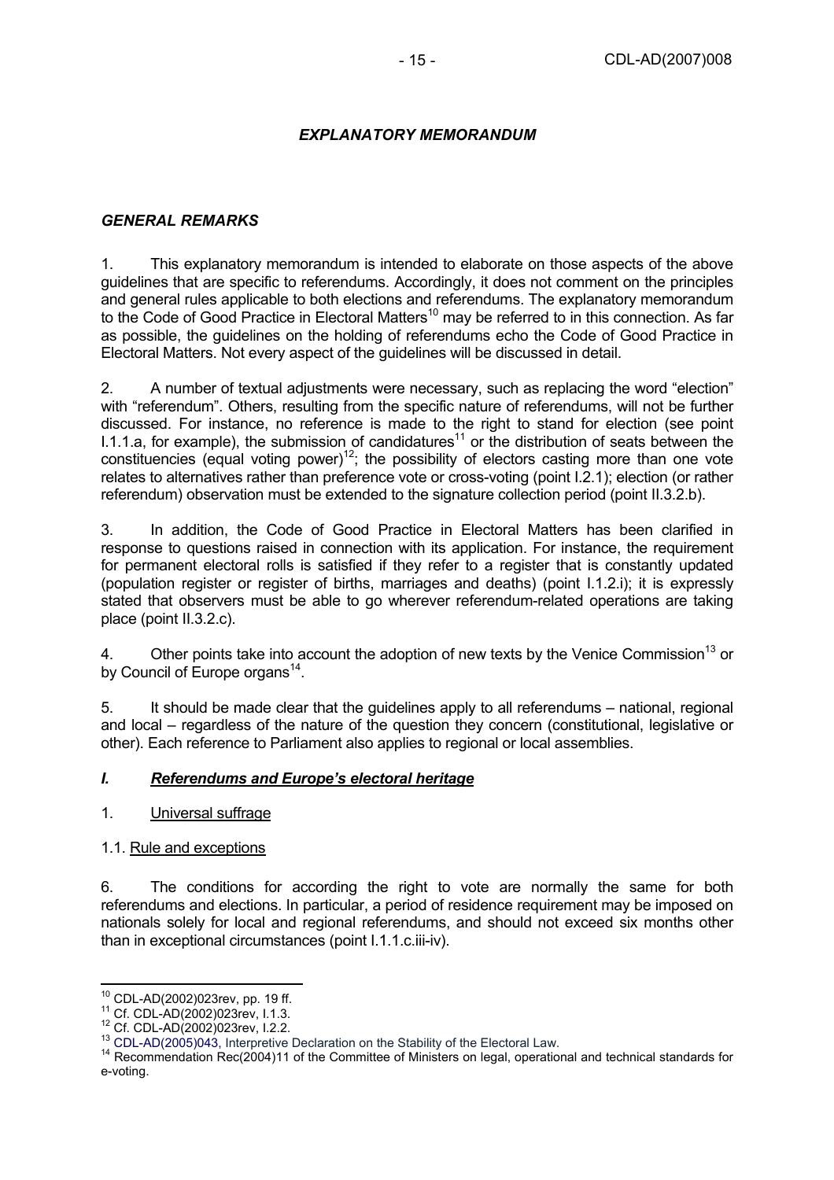## *EXPLANATORY MEMORANDUM*

### *GENERAL REMARKS*

1. This explanatory memorandum is intended to elaborate on those aspects of the above guidelines that are specific to referendums. Accordingly, it does not comment on the principles and general rules applicable to both elections and referendums. The explanatory memorandum to the Code of Good Practice in Electoral Matters[10] may be referred to in this connection. As far as possible, the guidelines on the holding of referendums echo the Code of Good Practice in Electoral Matters. Not every aspect of the guidelines will be discussed in detail.

2. A number of textual adjustments were necessary, such as replacing the word "election" with "referendum". Others, resulting from the specific nature of referendums, will not be further discussed. For instance, no reference is made to the right to stand for election (see point I.1.1.a, for example), the submission of candidatures[11] or the distribution of seats between the constituencies (equal voting power)[12]; the possibility of electors casting more than one vote relates to alternatives rather than preference vote or cross-voting (point I.2.1); election (or rather referendum) observation must be extended to the signature collection period (point II.3.2.b).

3. In addition, the Code of Good Practice in Electoral Matters has been clarified in response to questions raised in connection with its application. For instance, the requirement for permanent electoral rolls is satisfied if they refer to a register that is constantly updated (population register or register of births, marriages and deaths) (point I.1.2.i); it is expressly stated that observers must be able to go wherever referendum-related operations are taking place (point II.3.2.c).

4. Other points take into account the adoption of new texts by the Venice Commission[13] or by Council of Europe organs[14].

5. It should be made clear that the guidelines apply to all referendums – national, regional and local – regardless of the nature of the question they concern (constitutional, legislative or other). Each reference to Parliament also applies to regional or local assemblies.

### *I. Referendums and Europe's electoral heritage*

1. Universal suffrage

1.1. Rule and exceptions

6. The conditions for according the right to vote are normally the same for both referendums and elections. In particular, a period of residence requirement may be imposed on nationals solely for local and regional referendums, and should not exceed six months other than in exceptional circumstances (point I.1.1.c.iii-iv).

---

[10] CDL-AD(2002)023rev, pp. 19 ff.
[11] Cf. CDL-AD(2002)023rev, I.1.3.
[12] Cf. CDL-AD(2002)023rev, I.2.2.
[13] CDL-AD(2005)043, Interpretive Declaration on the Stability of the Electoral Law.
[14] Recommendation Rec(2004)11 of the Committee of Ministers on legal, operational and technical standards for e-voting.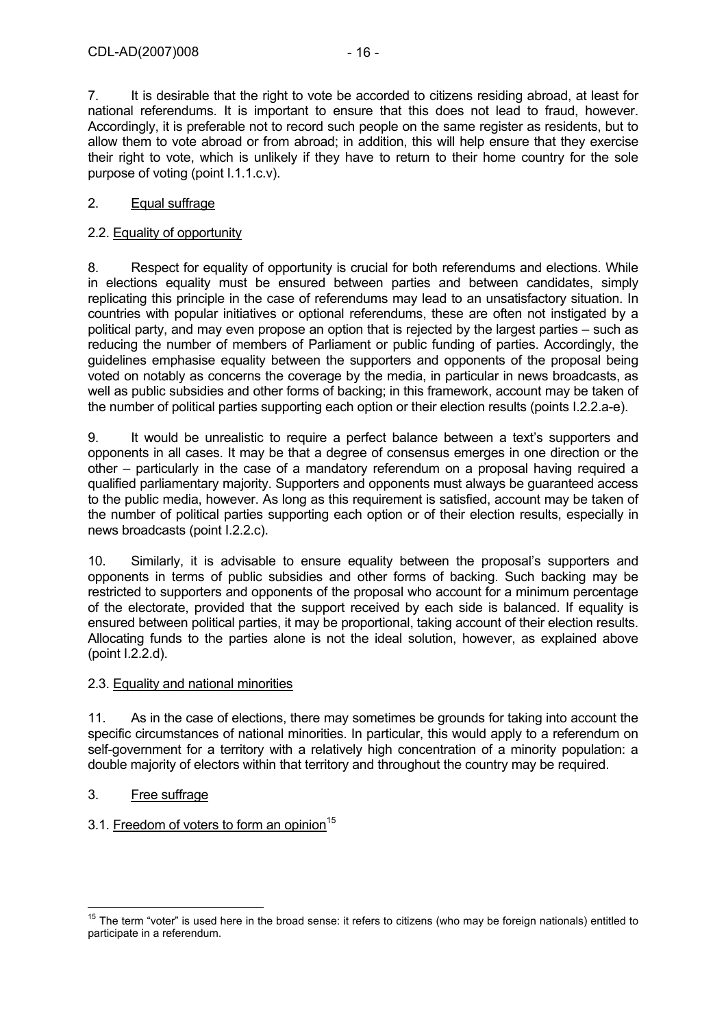7. It is desirable that the right to vote be accorded to citizens residing abroad, at least for national referendums. It is important to ensure that this does not lead to fraud, however. Accordingly, it is preferable not to record such people on the same register as residents, but to allow them to vote abroad or from abroad; in addition, this will help ensure that they exercise their right to vote, which is unlikely if they have to return to their home country for the sole purpose of voting (point I.1.1.c.v).

## 2. Equal suffrage

### 2.2. Equality of opportunity

8. Respect for equality of opportunity is crucial for both referendums and elections. While in elections equality must be ensured between parties and between candidates, simply replicating this principle in the case of referendums may lead to an unsatisfactory situation. In countries with popular initiatives or optional referendums, these are often not instigated by a political party, and may even propose an option that is rejected by the largest parties – such as reducing the number of members of Parliament or public funding of parties. Accordingly, the guidelines emphasise equality between the supporters and opponents of the proposal being voted on notably as concerns the coverage by the media, in particular in news broadcasts, as well as public subsidies and other forms of backing; in this framework, account may be taken of the number of political parties supporting each option or their election results (points I.2.2.a-e).

9. It would be unrealistic to require a perfect balance between a text's supporters and opponents in all cases. It may be that a degree of consensus emerges in one direction or the other – particularly in the case of a mandatory referendum on a proposal having required a qualified parliamentary majority. Supporters and opponents must always be guaranteed access to the public media, however. As long as this requirement is satisfied, account may be taken of the number of political parties supporting each option or of their election results, especially in news broadcasts (point I.2.2.c).

10. Similarly, it is advisable to ensure equality between the proposal's supporters and opponents in terms of public subsidies and other forms of backing. Such backing may be restricted to supporters and opponents of the proposal who account for a minimum percentage of the electorate, provided that the support received by each side is balanced. If equality is ensured between political parties, it may be proportional, taking account of their election results. Allocating funds to the parties alone is not the ideal solution, however, as explained above (point I.2.2.d).

### 2.3. Equality and national minorities

11. As in the case of elections, there may sometimes be grounds for taking into account the specific circumstances of national minorities. In particular, this would apply to a referendum on self-government for a territory with a relatively high concentration of a minority population: a double majority of electors within that territory and throughout the country may be required.

## 3. Free suffrage

### 3.1. Freedom of voters to form an opinion[15]

[15] The term "voter" is used here in the broad sense: it refers to citizens (who may be foreign nationals) entitled to participate in a referendum.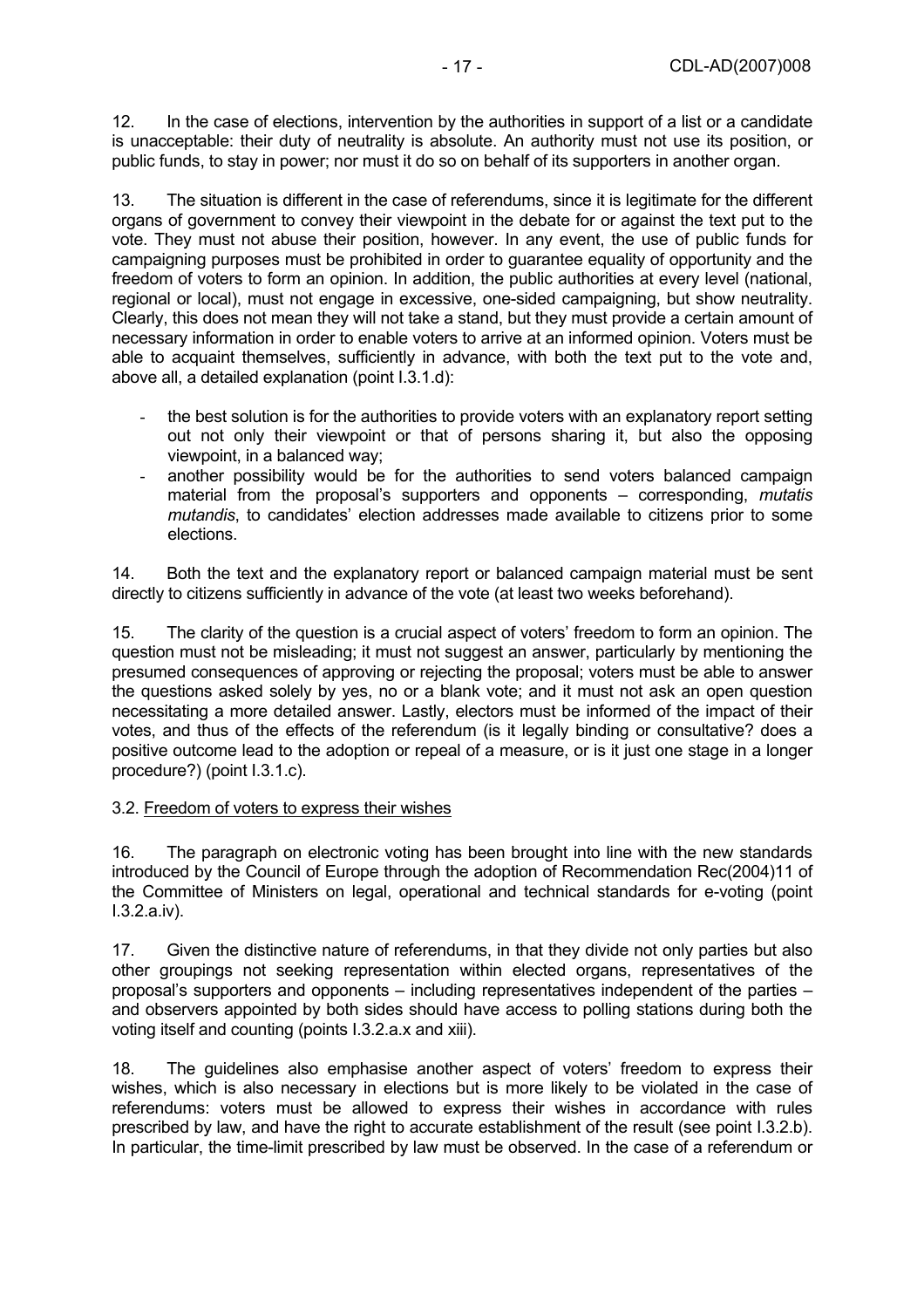12. In the case of elections, intervention by the authorities in support of a list or a candidate is unacceptable: their duty of neutrality is absolute. An authority must not use its position, or public funds, to stay in power; nor must it do so on behalf of its supporters in another organ.

13. The situation is different in the case of referendums, since it is legitimate for the different organs of government to convey their viewpoint in the debate for or against the text put to the vote. They must not abuse their position, however. In any event, the use of public funds for campaigning purposes must be prohibited in order to guarantee equality of opportunity and the freedom of voters to form an opinion. In addition, the public authorities at every level (national, regional or local), must not engage in excessive, one-sided campaigning, but show neutrality. Clearly, this does not mean they will not take a stand, but they must provide a certain amount of necessary information in order to enable voters to arrive at an informed opinion. Voters must be able to acquaint themselves, sufficiently in advance, with both the text put to the vote and, above all, a detailed explanation (point I.3.1.d):

- the best solution is for the authorities to provide voters with an explanatory report setting out not only their viewpoint or that of persons sharing it, but also the opposing viewpoint, in a balanced way;
- another possibility would be for the authorities to send voters balanced campaign material from the proposal's supporters and opponents – corresponding, *mutatis mutandis*, to candidates' election addresses made available to citizens prior to some elections.

14. Both the text and the explanatory report or balanced campaign material must be sent directly to citizens sufficiently in advance of the vote (at least two weeks beforehand).

15. The clarity of the question is a crucial aspect of voters' freedom to form an opinion. The question must not be misleading; it must not suggest an answer, particularly by mentioning the presumed consequences of approving or rejecting the proposal; voters must be able to answer the questions asked solely by yes, no or a blank vote; and it must not ask an open question necessitating a more detailed answer. Lastly, electors must be informed of the impact of their votes, and thus of the effects of the referendum (is it legally binding or consultative? does a positive outcome lead to the adoption or repeal of a measure, or is it just one stage in a longer procedure?) (point I.3.1.c).

3.2. Freedom of voters to express their wishes

16. The paragraph on electronic voting has been brought into line with the new standards introduced by the Council of Europe through the adoption of Recommendation Rec(2004)11 of the Committee of Ministers on legal, operational and technical standards for e-voting (point I.3.2.a.iv).

17. Given the distinctive nature of referendums, in that they divide not only parties but also other groupings not seeking representation within elected organs, representatives of the proposal's supporters and opponents – including representatives independent of the parties – and observers appointed by both sides should have access to polling stations during both the voting itself and counting (points I.3.2.a.x and xiii).

18. The guidelines also emphasise another aspect of voters' freedom to express their wishes, which is also necessary in elections but is more likely to be violated in the case of referendums: voters must be allowed to express their wishes in accordance with rules prescribed by law, and have the right to accurate establishment of the result (see point I.3.2.b). In particular, the time-limit prescribed by law must be observed. In the case of a referendum or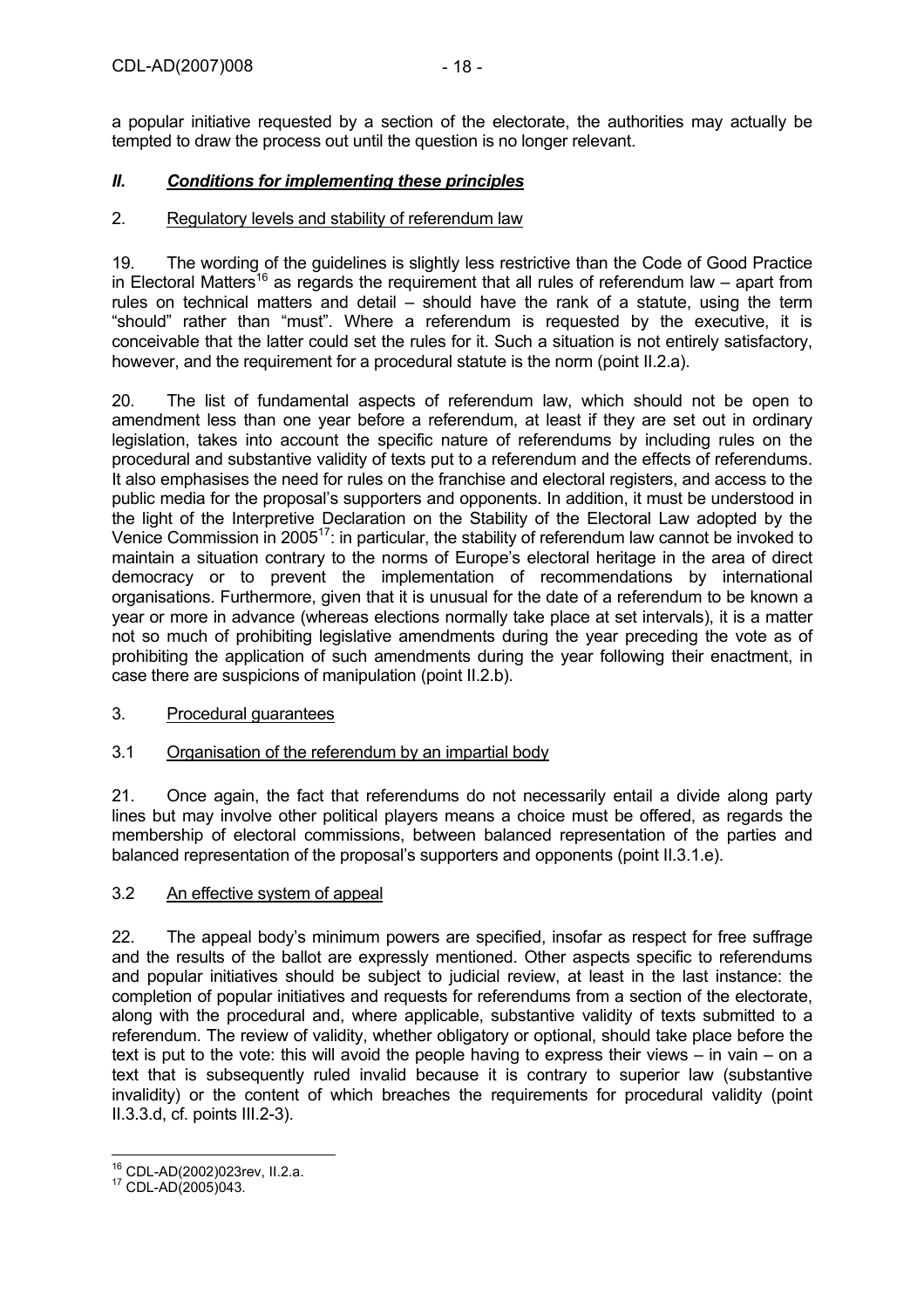a popular initiative requested by a section of the electorate, the authorities may actually be tempted to draw the process out until the question is no longer relevant.

## *II. Conditions for implementing these principles*

### 2. Regulatory levels and stability of referendum law

19. The wording of the guidelines is slightly less restrictive than the Code of Good Practice in Electoral Matters[16] as regards the requirement that all rules of referendum law – apart from rules on technical matters and detail – should have the rank of a statute, using the term "should" rather than "must". Where a referendum is requested by the executive, it is conceivable that the latter could set the rules for it. Such a situation is not entirely satisfactory, however, and the requirement for a procedural statute is the norm (point II.2.a).

20. The list of fundamental aspects of referendum law, which should not be open to amendment less than one year before a referendum, at least if they are set out in ordinary legislation, takes into account the specific nature of referendums by including rules on the procedural and substantive validity of texts put to a referendum and the effects of referendums. It also emphasises the need for rules on the franchise and electoral registers, and access to the public media for the proposal's supporters and opponents. In addition, it must be understood in the light of the Interpretive Declaration on the Stability of the Electoral Law adopted by the Venice Commission in 2005[17]: in particular, the stability of referendum law cannot be invoked to maintain a situation contrary to the norms of Europe's electoral heritage in the area of direct democracy or to prevent the implementation of recommendations by international organisations. Furthermore, given that it is unusual for the date of a referendum to be known a year or more in advance (whereas elections normally take place at set intervals), it is a matter not so much of prohibiting legislative amendments during the year preceding the vote as of prohibiting the application of such amendments during the year following their enactment, in case there are suspicions of manipulation (point II.2.b).

### 3. Procedural guarantees

#### 3.1 Organisation of the referendum by an impartial body

21. Once again, the fact that referendums do not necessarily entail a divide along party lines but may involve other political players means a choice must be offered, as regards the membership of electoral commissions, between balanced representation of the parties and balanced representation of the proposal's supporters and opponents (point II.3.1.e).

#### 3.2 An effective system of appeal

22. The appeal body's minimum powers are specified, insofar as respect for free suffrage and the results of the ballot are expressly mentioned. Other aspects specific to referendums and popular initiatives should be subject to judicial review, at least in the last instance: the completion of popular initiatives and requests for referendums from a section of the electorate, along with the procedural and, where applicable, substantive validity of texts submitted to a referendum. The review of validity, whether obligatory or optional, should take place before the text is put to the vote: this will avoid the people having to express their views – in vain – on a text that is subsequently ruled invalid because it is contrary to superior law (substantive invalidity) or the content of which breaches the requirements for procedural validity (point II.3.3.d, cf. points III.2-3).

---

[16] CDL-AD(2002)023rev, II.2.a.

[17] CDL-AD(2005)043.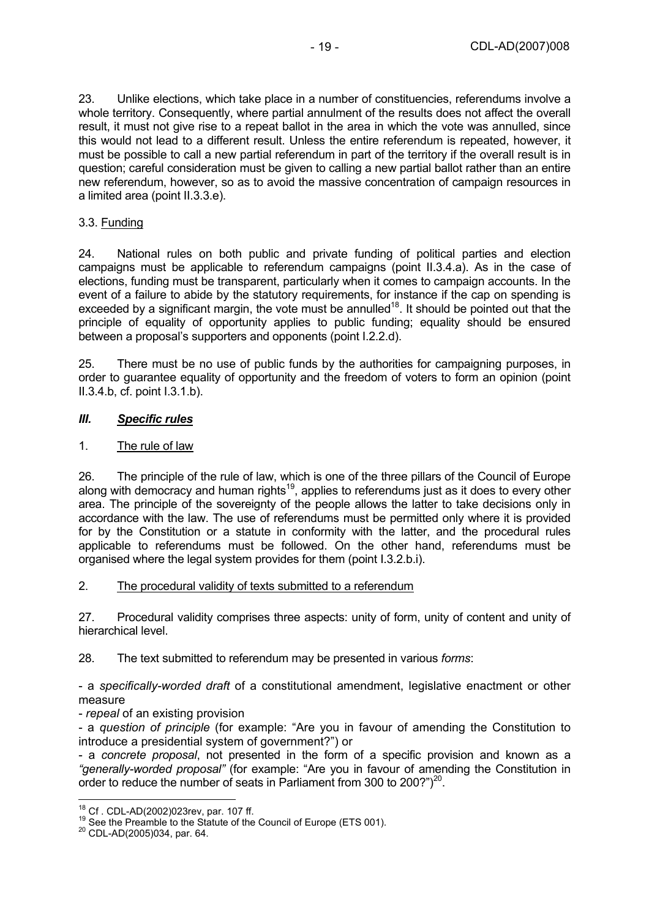23. Unlike elections, which take place in a number of constituencies, referendums involve a whole territory. Consequently, where partial annulment of the results does not affect the overall result, it must not give rise to a repeat ballot in the area in which the vote was annulled, since this would not lead to a different result. Unless the entire referendum is repeated, however, it must be possible to call a new partial referendum in part of the territory if the overall result is in question; careful consideration must be given to calling a new partial ballot rather than an entire new referendum, however, so as to avoid the massive concentration of campaign resources in a limited area (point II.3.3.e).

3.3. Funding

24. National rules on both public and private funding of political parties and election campaigns must be applicable to referendum campaigns (point II.3.4.a). As in the case of elections, funding must be transparent, particularly when it comes to campaign accounts. In the event of a failure to abide by the statutory requirements, for instance if the cap on spending is exceeded by a significant margin, the vote must be annulled[18]. It should be pointed out that the principle of equality of opportunity applies to public funding; equality should be ensured between a proposal's supporters and opponents (point I.2.2.d).

25. There must be no use of public funds by the authorities for campaigning purposes, in order to guarantee equality of opportunity and the freedom of voters to form an opinion (point II.3.4.b, cf. point I.3.1.b).

## ***III. Specific rules***

1. The rule of law

26. The principle of the rule of law, which is one of the three pillars of the Council of Europe along with democracy and human rights[19], applies to referendums just as it does to every other area. The principle of the sovereignty of the people allows the latter to take decisions only in accordance with the law. The use of referendums must be permitted only where it is provided for by the Constitution or a statute in conformity with the latter, and the procedural rules applicable to referendums must be followed. On the other hand, referendums must be organised where the legal system provides for them (point I.3.2.b.i).

2. The procedural validity of texts submitted to a referendum

27. Procedural validity comprises three aspects: unity of form, unity of content and unity of hierarchical level.

28. The text submitted to referendum may be presented in various *forms*:

- a *specifically-worded draft* of a constitutional amendment, legislative enactment or other measure
- *repeal* of an existing provision
- a *question of principle* (for example: "Are you in favour of amending the Constitution to introduce a presidential system of government?") or
- a *concrete proposal*, not presented in the form of a specific provision and known as a *"generally-worded proposal"* (for example: "Are you in favour of amending the Constitution in order to reduce the number of seats in Parliament from 300 to 200?")[20].

---

[18] Cf . CDL-AD(2002)023rev, par. 107 ff.

[19] See the Preamble to the Statute of the Council of Europe (ETS 001).

[20] CDL-AD(2005)034, par. 64.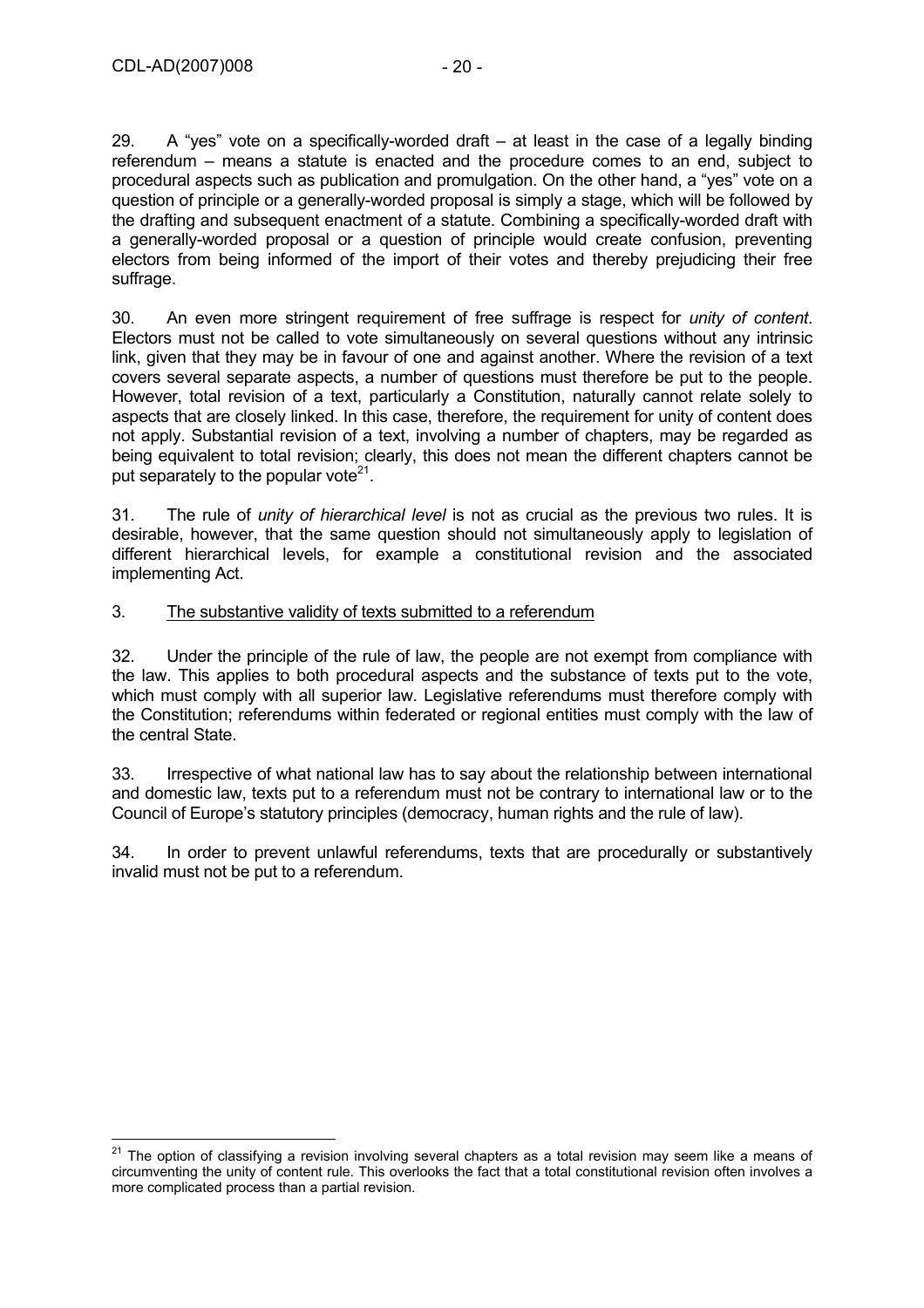29. A "yes" vote on a specifically-worded draft – at least in the case of a legally binding referendum – means a statute is enacted and the procedure comes to an end, subject to procedural aspects such as publication and promulgation. On the other hand, a "yes" vote on a question of principle or a generally-worded proposal is simply a stage, which will be followed by the drafting and subsequent enactment of a statute. Combining a specifically-worded draft with a generally-worded proposal or a question of principle would create confusion, preventing electors from being informed of the import of their votes and thereby prejudicing their free suffrage.

30. An even more stringent requirement of free suffrage is respect for *unity of content*. Electors must not be called to vote simultaneously on several questions without any intrinsic link, given that they may be in favour of one and against another. Where the revision of a text covers several separate aspects, a number of questions must therefore be put to the people. However, total revision of a text, particularly a Constitution, naturally cannot relate solely to aspects that are closely linked. In this case, therefore, the requirement for unity of content does not apply. Substantial revision of a text, involving a number of chapters, may be regarded as being equivalent to total revision; clearly, this does not mean the different chapters cannot be put separately to the popular vote[21].

31. The rule of *unity of hierarchical level* is not as crucial as the previous two rules. It is desirable, however, that the same question should not simultaneously apply to legislation of different hierarchical levels, for example a constitutional revision and the associated implementing Act.

### 3. The substantive validity of texts submitted to a referendum

32. Under the principle of the rule of law, the people are not exempt from compliance with the law. This applies to both procedural aspects and the substance of texts put to the vote, which must comply with all superior law. Legislative referendums must therefore comply with the Constitution; referendums within federated or regional entities must comply with the law of the central State.

33. Irrespective of what national law has to say about the relationship between international and domestic law, texts put to a referendum must not be contrary to international law or to the Council of Europe's statutory principles (democracy, human rights and the rule of law).

34. In order to prevent unlawful referendums, texts that are procedurally or substantively invalid must not be put to a referendum.

---

[21] The option of classifying a revision involving several chapters as a total revision may seem like a means of circumventing the unity of content rule. This overlooks the fact that a total constitutional revision often involves a more complicated process than a partial revision.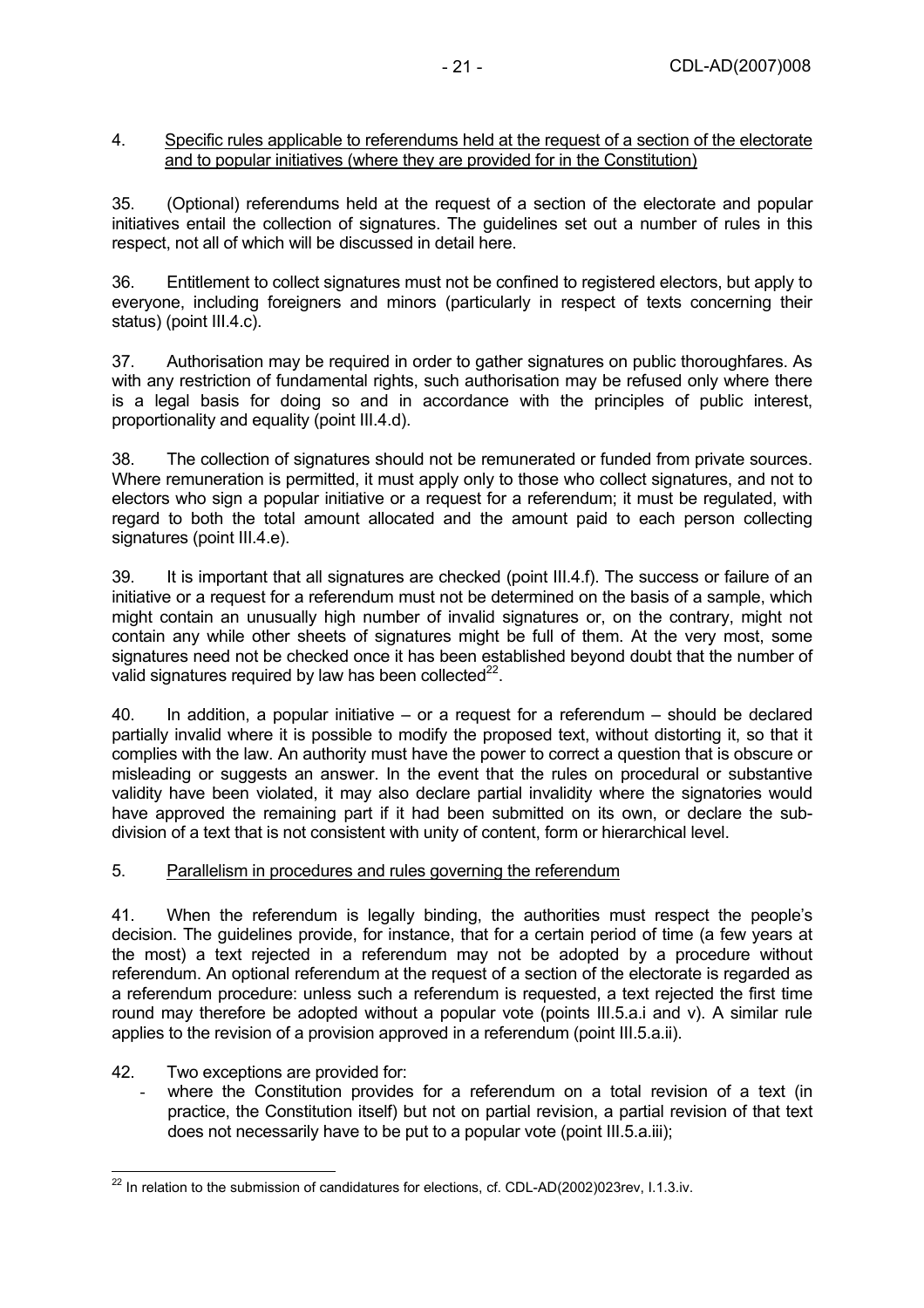## 4. Specific rules applicable to referendums held at the request of a section of the electorate and to popular initiatives (where they are provided for in the Constitution)

35. (Optional) referendums held at the request of a section of the electorate and popular initiatives entail the collection of signatures. The guidelines set out a number of rules in this respect, not all of which will be discussed in detail here.

36. Entitlement to collect signatures must not be confined to registered electors, but apply to everyone, including foreigners and minors (particularly in respect of texts concerning their status) (point III.4.c).

37. Authorisation may be required in order to gather signatures on public thoroughfares. As with any restriction of fundamental rights, such authorisation may be refused only where there is a legal basis for doing so and in accordance with the principles of public interest, proportionality and equality (point III.4.d).

38. The collection of signatures should not be remunerated or funded from private sources. Where remuneration is permitted, it must apply only to those who collect signatures, and not to electors who sign a popular initiative or a request for a referendum; it must be regulated, with regard to both the total amount allocated and the amount paid to each person collecting signatures (point III.4.e).

39. It is important that all signatures are checked (point III.4.f). The success or failure of an initiative or a request for a referendum must not be determined on the basis of a sample, which might contain an unusually high number of invalid signatures or, on the contrary, might not contain any while other sheets of signatures might be full of them. At the very most, some signatures need not be checked once it has been established beyond doubt that the number of valid signatures required by law has been collected[22].

40. In addition, a popular initiative – or a request for a referendum – should be declared partially invalid where it is possible to modify the proposed text, without distorting it, so that it complies with the law. An authority must have the power to correct a question that is obscure or misleading or suggests an answer. In the event that the rules on procedural or substantive validity have been violated, it may also declare partial invalidity where the signatories would have approved the remaining part if it had been submitted on its own, or declare the sub-division of a text that is not consistent with unity of content, form or hierarchical level.

## 5. Parallelism in procedures and rules governing the referendum

41. When the referendum is legally binding, the authorities must respect the people's decision. The guidelines provide, for instance, that for a certain period of time (a few years at the most) a text rejected in a referendum may not be adopted by a procedure without referendum. An optional referendum at the request of a section of the electorate is regarded as a referendum procedure: unless such a referendum is requested, a text rejected the first time round may therefore be adopted without a popular vote (points III.5.a.i and v). A similar rule applies to the revision of a provision approved in a referendum (point III.5.a.ii).

42. Two exceptions are provided for:

- where the Constitution provides for a referendum on a total revision of a text (in practice, the Constitution itself) but not on partial revision, a partial revision of that text does not necessarily have to be put to a popular vote (point III.5.a.iii);

---

[22] In relation to the submission of candidatures for elections, cf. CDL-AD(2002)023rev, I.1.3.iv.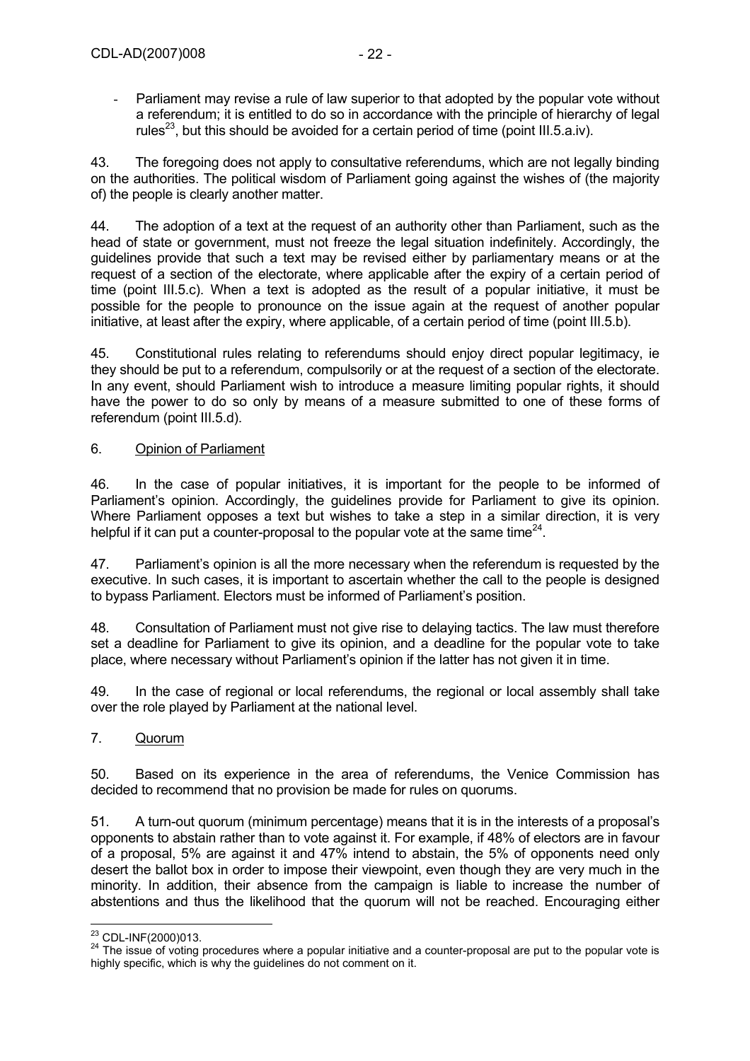- Parliament may revise a rule of law superior to that adopted by the popular vote without a referendum; it is entitled to do so in accordance with the principle of hierarchy of legal rules[23], but this should be avoided for a certain period of time (point III.5.a.iv).

43. The foregoing does not apply to consultative referendums, which are not legally binding on the authorities. The political wisdom of Parliament going against the wishes of (the majority of) the people is clearly another matter.

44. The adoption of a text at the request of an authority other than Parliament, such as the head of state or government, must not freeze the legal situation indefinitely. Accordingly, the guidelines provide that such a text may be revised either by parliamentary means or at the request of a section of the electorate, where applicable after the expiry of a certain period of time (point III.5.c). When a text is adopted as the result of a popular initiative, it must be possible for the people to pronounce on the issue again at the request of another popular initiative, at least after the expiry, where applicable, of a certain period of time (point III.5.b).

45. Constitutional rules relating to referendums should enjoy direct popular legitimacy, ie they should be put to a referendum, compulsorily or at the request of a section of the electorate. In any event, should Parliament wish to introduce a measure limiting popular rights, it should have the power to do so only by means of a measure submitted to one of these forms of referendum (point III.5.d).

6. Opinion of Parliament

46. In the case of popular initiatives, it is important for the people to be informed of Parliament's opinion. Accordingly, the guidelines provide for Parliament to give its opinion. Where Parliament opposes a text but wishes to take a step in a similar direction, it is very helpful if it can put a counter-proposal to the popular vote at the same time[24].

47. Parliament's opinion is all the more necessary when the referendum is requested by the executive. In such cases, it is important to ascertain whether the call to the people is designed to bypass Parliament. Electors must be informed of Parliament's position.

48. Consultation of Parliament must not give rise to delaying tactics. The law must therefore set a deadline for Parliament to give its opinion, and a deadline for the popular vote to take place, where necessary without Parliament's opinion if the latter has not given it in time.

49. In the case of regional or local referendums, the regional or local assembly shall take over the role played by Parliament at the national level.

7. Quorum

50. Based on its experience in the area of referendums, the Venice Commission has decided to recommend that no provision be made for rules on quorums.

51. A turn-out quorum (minimum percentage) means that it is in the interests of a proposal's opponents to abstain rather than to vote against it. For example, if 48% of electors are in favour of a proposal, 5% are against it and 47% intend to abstain, the 5% of opponents need only desert the ballot box in order to impose their viewpoint, even though they are very much in the minority. In addition, their absence from the campaign is liable to increase the number of abstentions and thus the likelihood that the quorum will not be reached. Encouraging either

---

[23] CDL-INF(2000)013.

[24] The issue of voting procedures where a popular initiative and a counter-proposal are put to the popular vote is highly specific, which is why the guidelines do not comment on it.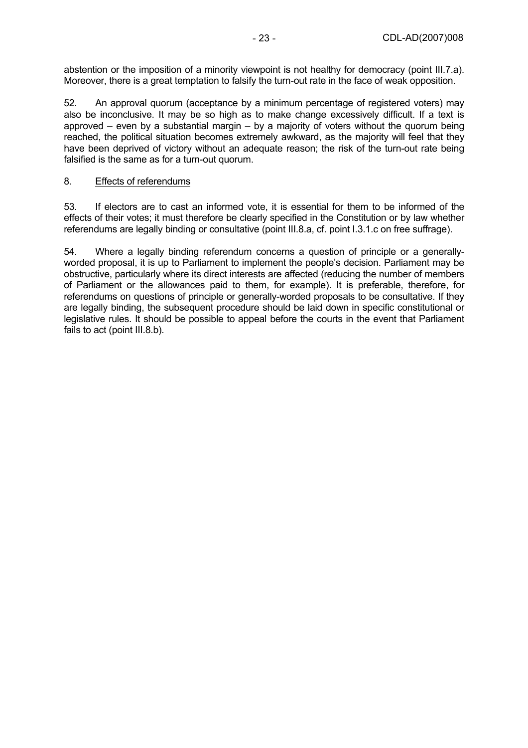abstention or the imposition of a minority viewpoint is not healthy for democracy (point III.7.a). Moreover, there is a great temptation to falsify the turn-out rate in the face of weak opposition.

52. An approval quorum (acceptance by a minimum percentage of registered voters) may also be inconclusive. It may be so high as to make change excessively difficult. If a text is approved – even by a substantial margin – by a majority of voters without the quorum being reached, the political situation becomes extremely awkward, as the majority will feel that they have been deprived of victory without an adequate reason; the risk of the turn-out rate being falsified is the same as for a turn-out quorum.

## 8. Effects of referendums

53. If electors are to cast an informed vote, it is essential for them to be informed of the effects of their votes; it must therefore be clearly specified in the Constitution or by law whether referendums are legally binding or consultative (point III.8.a, cf. point I.3.1.c on free suffrage).

54. Where a legally binding referendum concerns a question of principle or a generally-worded proposal, it is up to Parliament to implement the people's decision. Parliament may be obstructive, particularly where its direct interests are affected (reducing the number of members of Parliament or the allowances paid to them, for example). It is preferable, therefore, for referendums on questions of principle or generally-worded proposals to be consultative. If they are legally binding, the subsequent procedure should be laid down in specific constitutional or legislative rules. It should be possible to appeal before the courts in the event that Parliament fails to act (point III.8.b).